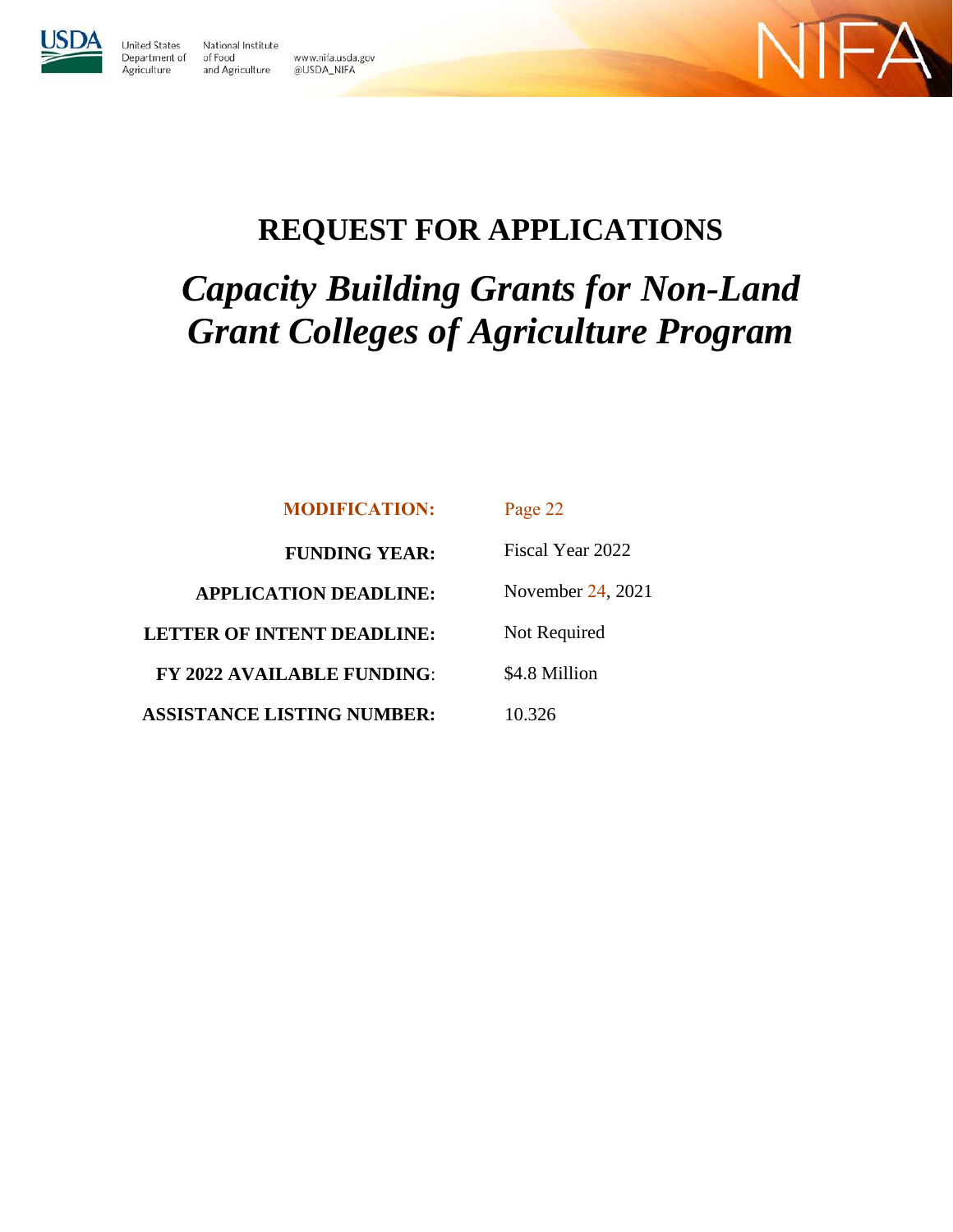United States Department of Agriculture

National Institute of Food and Agriculture

www.nifa.usda.gov
@USDA_NIFA

NIFA

# REQUEST FOR APPLICATIONS

## *Capacity Building Grants for Non-Land Grant Colleges of Agriculture Program*

| | |
|---|---|
| **MODIFICATION:** | Page 22 |
| **FUNDING YEAR:** | Fiscal Year 2022 |
| **APPLICATION DEADLINE:** | November 24, 2021 |
| **LETTER OF INTENT DEADLINE:** | Not Required |
| **FY 2022 AVAILABLE FUNDING**: | $4.8 Million |
| **ASSISTANCE LISTING NUMBER:** | 10.326 |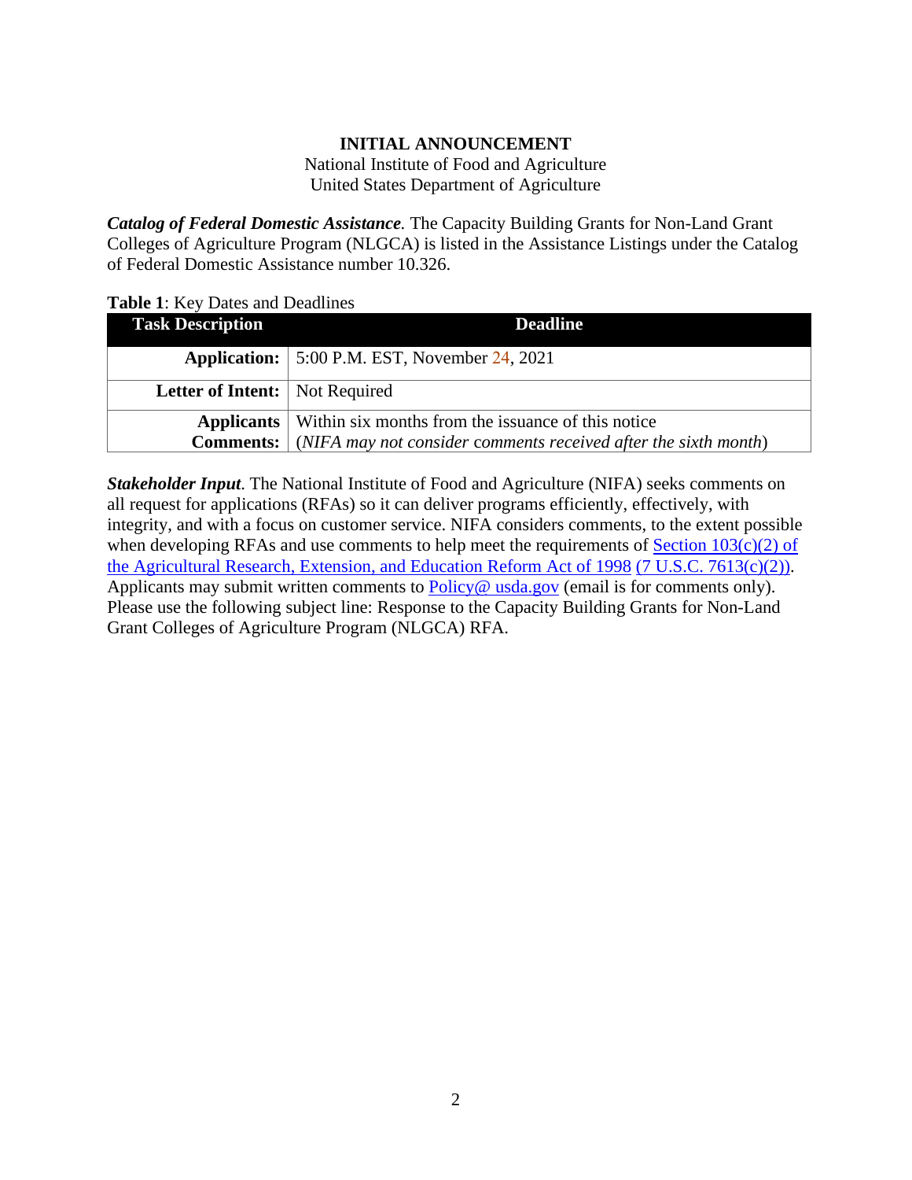**INITIAL ANNOUNCEMENT**

National Institute of Food and Agriculture
United States Department of Agriculture

***Catalog of Federal Domestic Assistance****.* The Capacity Building Grants for Non-Land Grant Colleges of Agriculture Program (NLGCA) is listed in the Assistance Listings under the Catalog of Federal Domestic Assistance number 10.326.

**Table 1**: Key Dates and Deadlines

| Task Description | Deadline |
|---|---|
| **Application:** | 5:00 P.M. EST, November 24, 2021 |
| **Letter of Intent:** | Not Required |
| **Applicants Comments:** | Within six months from the issuance of this notice (*NIFA may not consider comments received after the sixth month*) |

***Stakeholder Input****.* The National Institute of Food and Agriculture (NIFA) seeks comments on all request for applications (RFAs) so it can deliver programs efficiently, effectively, with integrity, and with a focus on customer service. NIFA considers comments, to the extent possible when developing RFAs and use comments to help meet the requirements of [Section 103(c)(2) of the Agricultural Research, Extension, and Education Reform Act of 1998](#) [(7 U.S.C. 7613(c)(2))](#). Applicants may submit written comments to [Policy@ usda.gov](#) (email is for comments only). Please use the following subject line: Response to the Capacity Building Grants for Non-Land Grant Colleges of Agriculture Program (NLGCA) RFA.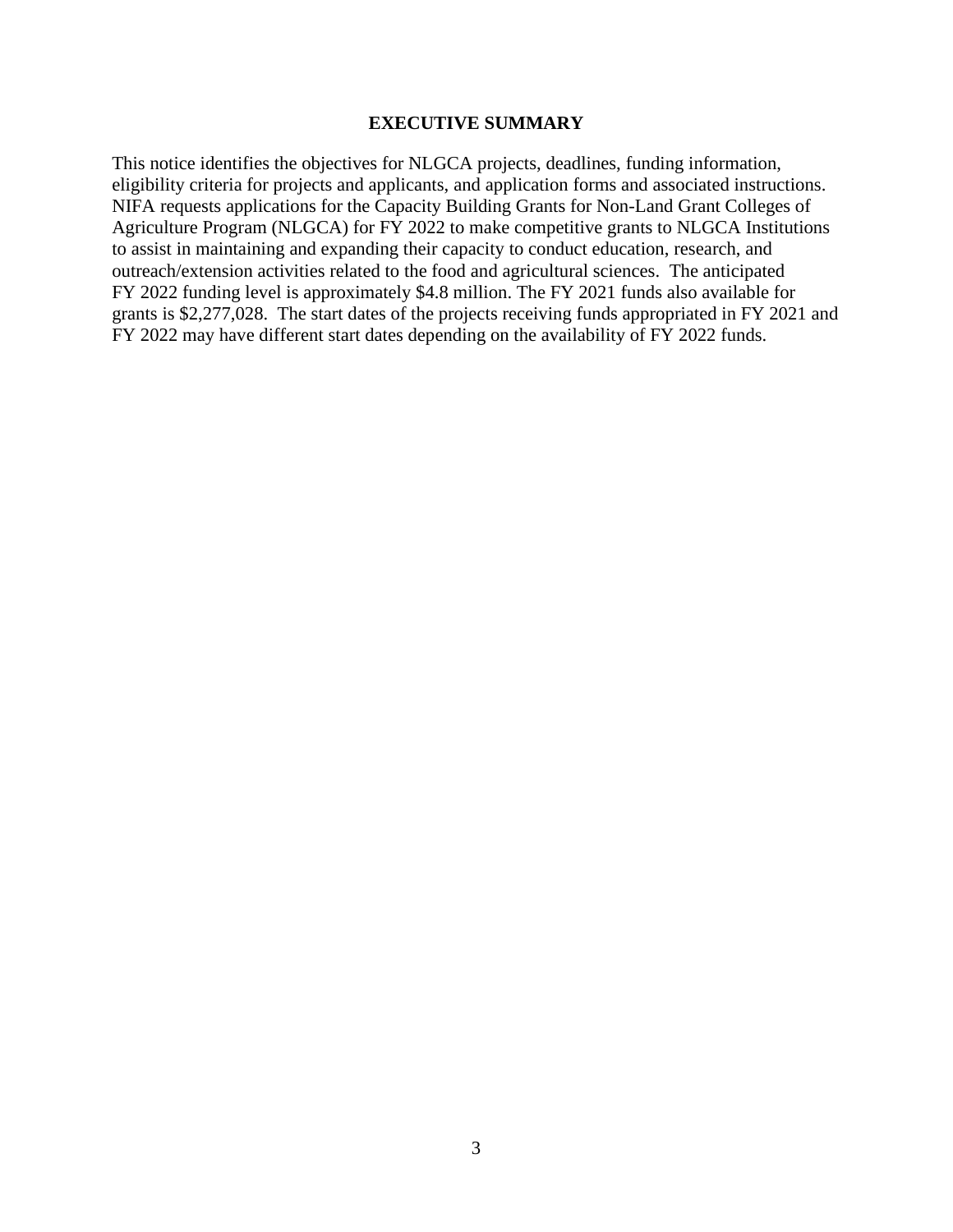# EXECUTIVE SUMMARY

This notice identifies the objectives for NLGCA projects, deadlines, funding information, eligibility criteria for projects and applicants, and application forms and associated instructions. NIFA requests applications for the Capacity Building Grants for Non-Land Grant Colleges of Agriculture Program (NLGCA) for FY 2022 to make competitive grants to NLGCA Institutions to assist in maintaining and expanding their capacity to conduct education, research, and outreach/extension activities related to the food and agricultural sciences. The anticipated FY 2022 funding level is approximately $4.8 million. The FY 2021 funds also available for grants is $2,277,028. The start dates of the projects receiving funds appropriated in FY 2021 and FY 2022 may have different start dates depending on the availability of FY 2022 funds.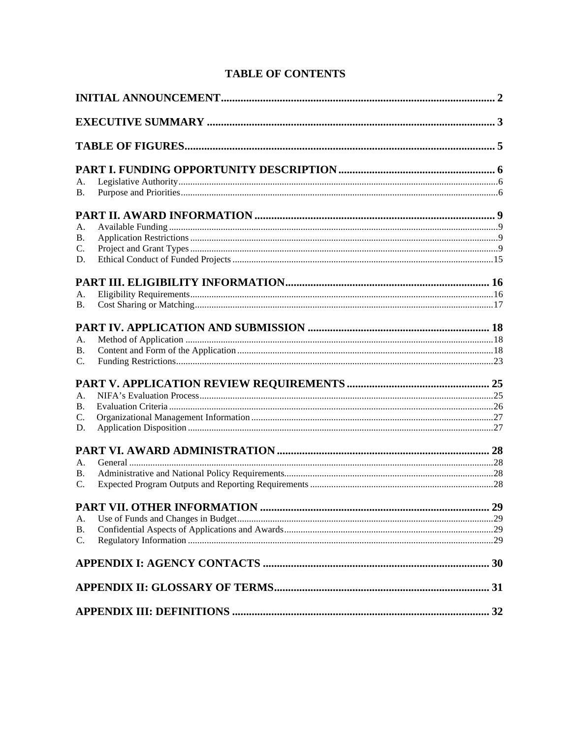# TABLE OF CONTENTS

**INITIAL ANNOUNCEMENT** .......... 2

**EXECUTIVE SUMMARY** .......... 3

**TABLE OF FIGURES** .......... 5

**PART I. FUNDING OPPORTUNITY DESCRIPTION** .......... 6

A. Legislative Authority .......... 6
B. Purpose and Priorities .......... 6

**PART II. AWARD INFORMATION** .......... 9

A. Available Funding .......... 9
B. Application Restrictions .......... 9
C. Project and Grant Types .......... 9
D. Ethical Conduct of Funded Projects .......... 15

**PART III. ELIGIBILITY INFORMATION** .......... 16

A. Eligibility Requirements .......... 16
B. Cost Sharing or Matching .......... 17

**PART IV. APPLICATION AND SUBMISSION** .......... 18

A. Method of Application .......... 18
B. Content and Form of the Application .......... 18
C. Funding Restrictions .......... 23

**PART V. APPLICATION REVIEW REQUIREMENTS** .......... 25

A. NIFA's Evaluation Process .......... 25
B. Evaluation Criteria .......... 26
C. Organizational Management Information .......... 27
D. Application Disposition .......... 27

**PART VI. AWARD ADMINISTRATION** .......... 28

A. General .......... 28
B. Administrative and National Policy Requirements .......... 28
C. Expected Program Outputs and Reporting Requirements .......... 28

**PART VII. OTHER INFORMATION** .......... 29

A. Use of Funds and Changes in Budget .......... 29
B. Confidential Aspects of Applications and Awards .......... 29
C. Regulatory Information .......... 29

**APPENDIX I: AGENCY CONTACTS** .......... 30

**APPENDIX II: GLOSSARY OF TERMS** .......... 31

**APPENDIX III: DEFINITIONS** .......... 32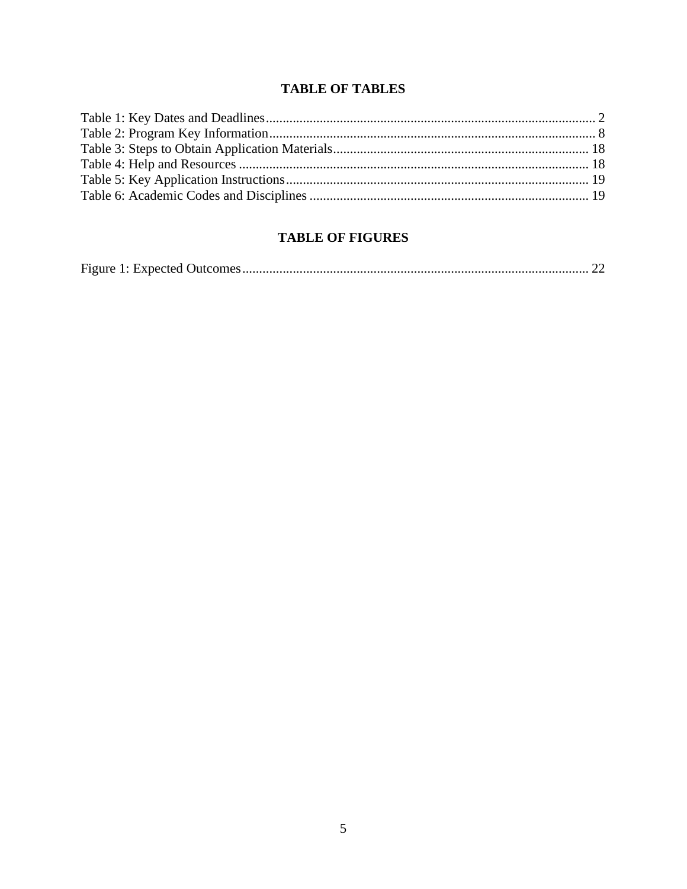## TABLE OF TABLES

Table 1: Key Dates and Deadlines .......... 2
Table 2: Program Key Information .......... 8
Table 3: Steps to Obtain Application Materials .......... 18
Table 4: Help and Resources .......... 18
Table 5: Key Application Instructions .......... 19
Table 6: Academic Codes and Disciplines .......... 19

## TABLE OF FIGURES

Figure 1: Expected Outcomes .......... 22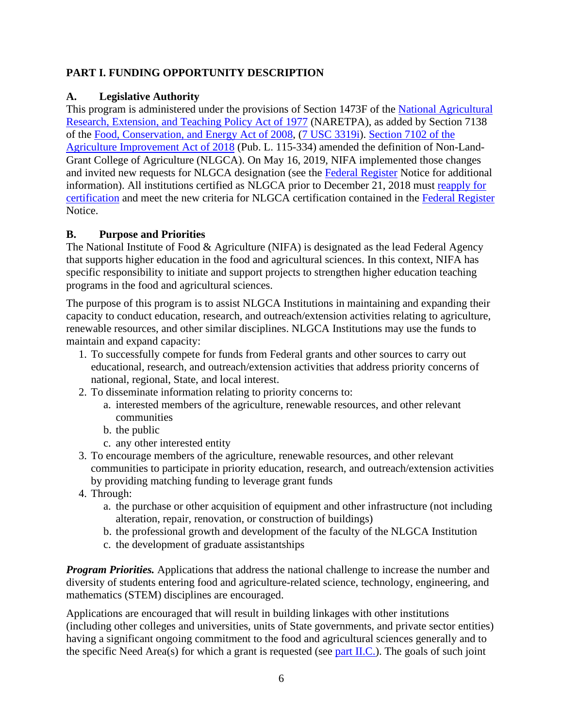## PART I. FUNDING OPPORTUNITY DESCRIPTION

### A. Legislative Authority

This program is administered under the provisions of Section 1473F of the National Agricultural Research, Extension, and Teaching Policy Act of 1977 (NARETPA), as added by Section 7138 of the Food, Conservation, and Energy Act of 2008, (7 USC 3319i). Section 7102 of the Agriculture Improvement Act of 2018 (Pub. L. 115-334) amended the definition of Non-Land-Grant College of Agriculture (NLGCA). On May 16, 2019, NIFA implemented those changes and invited new requests for NLGCA designation (see the Federal Register Notice for additional information). All institutions certified as NLGCA prior to December 21, 2018 must reapply for certification and meet the new criteria for NLGCA certification contained in the Federal Register Notice.

### B. Purpose and Priorities

The National Institute of Food & Agriculture (NIFA) is designated as the lead Federal Agency that supports higher education in the food and agricultural sciences. In this context, NIFA has specific responsibility to initiate and support projects to strengthen higher education teaching programs in the food and agricultural sciences.

The purpose of this program is to assist NLGCA Institutions in maintaining and expanding their capacity to conduct education, research, and outreach/extension activities relating to agriculture, renewable resources, and other similar disciplines. NLGCA Institutions may use the funds to maintain and expand capacity:

1. To successfully compete for funds from Federal grants and other sources to carry out educational, research, and outreach/extension activities that address priority concerns of national, regional, State, and local interest.
2. To disseminate information relating to priority concerns to:
   a. interested members of the agriculture, renewable resources, and other relevant communities
   b. the public
   c. any other interested entity
3. To encourage members of the agriculture, renewable resources, and other relevant communities to participate in priority education, research, and outreach/extension activities by providing matching funding to leverage grant funds
4. Through:
   a. the purchase or other acquisition of equipment and other infrastructure (not including alteration, repair, renovation, or construction of buildings)
   b. the professional growth and development of the faculty of the NLGCA Institution
   c. the development of graduate assistantships

***Program Priorities.*** Applications that address the national challenge to increase the number and diversity of students entering food and agriculture-related science, technology, engineering, and mathematics (STEM) disciplines are encouraged.

Applications are encouraged that will result in building linkages with other institutions (including other colleges and universities, units of State governments, and private sector entities) having a significant ongoing commitment to the food and agricultural sciences generally and to the specific Need Area(s) for which a grant is requested (see part II.C.). The goals of such joint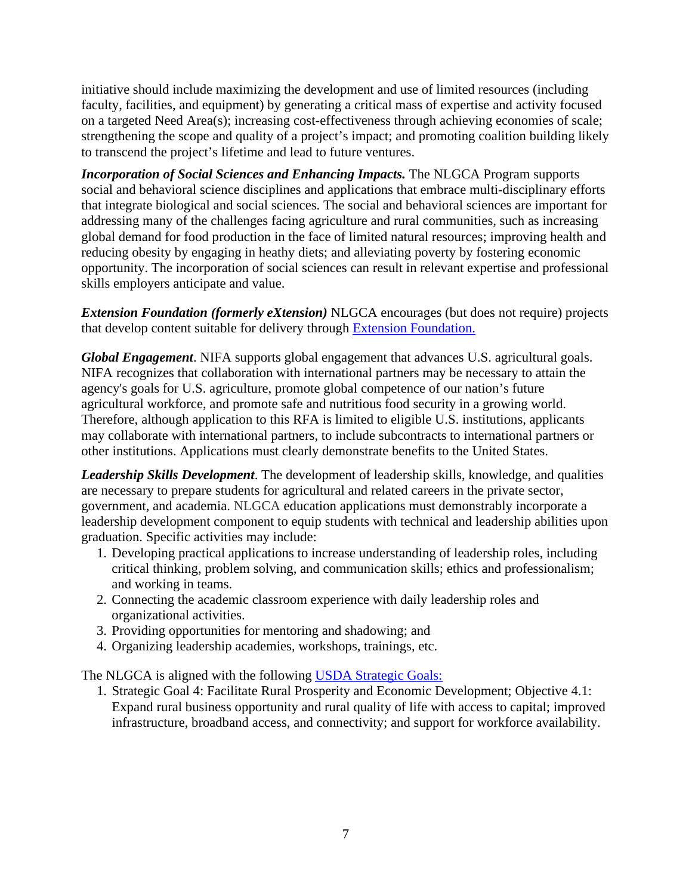initiative should include maximizing the development and use of limited resources (including faculty, facilities, and equipment) by generating a critical mass of expertise and activity focused on a targeted Need Area(s); increasing cost-effectiveness through achieving economies of scale; strengthening the scope and quality of a project's impact; and promoting coalition building likely to transcend the project's lifetime and lead to future ventures.

***Incorporation of Social Sciences and Enhancing Impacts.*** The NLGCA Program supports social and behavioral science disciplines and applications that embrace multi-disciplinary efforts that integrate biological and social sciences. The social and behavioral sciences are important for addressing many of the challenges facing agriculture and rural communities, such as increasing global demand for food production in the face of limited natural resources; improving health and reducing obesity by engaging in heathy diets; and alleviating poverty by fostering economic opportunity. The incorporation of social sciences can result in relevant expertise and professional skills employers anticipate and value.

***Extension Foundation (formerly eXtension)*** NLGCA encourages (but does not require) projects that develop content suitable for delivery through [Extension Foundation.]()

***Global Engagement***. NIFA supports global engagement that advances U.S. agricultural goals. NIFA recognizes that collaboration with international partners may be necessary to attain the agency's goals for U.S. agriculture, promote global competence of our nation's future agricultural workforce, and promote safe and nutritious food security in a growing world. Therefore, although application to this RFA is limited to eligible U.S. institutions, applicants may collaborate with international partners, to include subcontracts to international partners or other institutions. Applications must clearly demonstrate benefits to the United States.

***Leadership Skills Development***. The development of leadership skills, knowledge, and qualities are necessary to prepare students for agricultural and related careers in the private sector, government, and academia. NLGCA education applications must demonstrably incorporate a leadership development component to equip students with technical and leadership abilities upon graduation. Specific activities may include:

1. Developing practical applications to increase understanding of leadership roles, including critical thinking, problem solving, and communication skills; ethics and professionalism; and working in teams.
2. Connecting the academic classroom experience with daily leadership roles and organizational activities.
3. Providing opportunities for mentoring and shadowing; and
4. Organizing leadership academies, workshops, trainings, etc.

The NLGCA is aligned with the following [USDA Strategic Goals:]()

1. Strategic Goal 4: Facilitate Rural Prosperity and Economic Development; Objective 4.1: Expand rural business opportunity and rural quality of life with access to capital; improved infrastructure, broadband access, and connectivity; and support for workforce availability.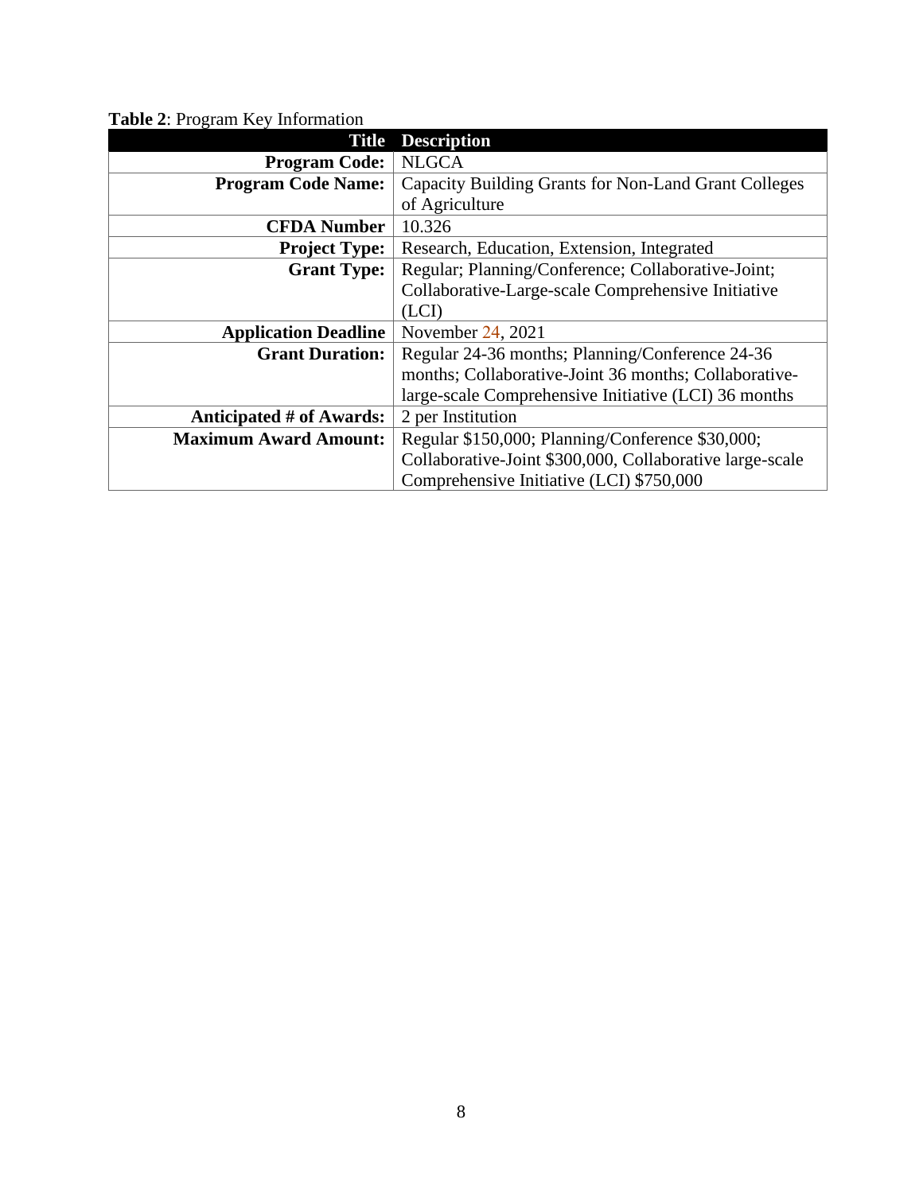**Table 2**: Program Key Information

| Title | Description |
|---|---|
| **Program Code:** | NLGCA |
| **Program Code Name:** | Capacity Building Grants for Non-Land Grant Colleges of Agriculture |
| **CFDA Number** | 10.326 |
| **Project Type:** | Research, Education, Extension, Integrated |
| **Grant Type:** | Regular; Planning/Conference; Collaborative-Joint; Collaborative-Large-scale Comprehensive Initiative (LCI) |
| **Application Deadline** | November 24, 2021 |
| **Grant Duration:** | Regular 24-36 months; Planning/Conference 24-36 months; Collaborative-Joint 36 months; Collaborative-large-scale Comprehensive Initiative (LCI) 36 months |
| **Anticipated # of Awards:** | 2 per Institution |
| **Maximum Award Amount:** | Regular $150,000; Planning/Conference $30,000; Collaborative-Joint $300,000, Collaborative large-scale Comprehensive Initiative (LCI) $750,000 |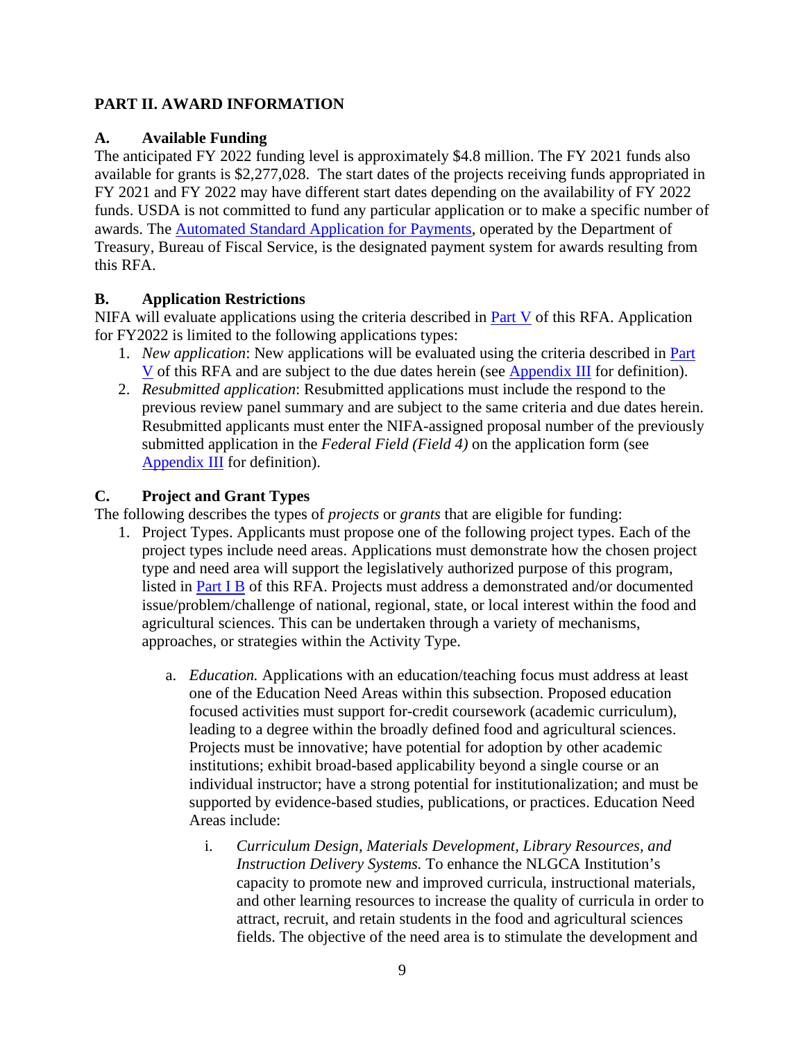## PART II. AWARD INFORMATION

### A. Available Funding

The anticipated FY 2022 funding level is approximately $4.8 million. The FY 2021 funds also available for grants is $2,277,028. The start dates of the projects receiving funds appropriated in FY 2021 and FY 2022 may have different start dates depending on the availability of FY 2022 funds. USDA is not committed to fund any particular application or to make a specific number of awards. The [Automated Standard Application for Payments](), operated by the Department of Treasury, Bureau of Fiscal Service, is the designated payment system for awards resulting from this RFA.

### B. Application Restrictions

NIFA will evaluate applications using the criteria described in [Part V]() of this RFA. Application for FY2022 is limited to the following applications types:

1. *New application*: New applications will be evaluated using the criteria described in [Part V]() of this RFA and are subject to the due dates herein (see [Appendix III]() for definition).
2. *Resubmitted application*: Resubmitted applications must include the respond to the previous review panel summary and are subject to the same criteria and due dates herein. Resubmitted applicants must enter the NIFA-assigned proposal number of the previously submitted application in the *Federal Field (Field 4)* on the application form (see [Appendix III]() for definition).

### C. Project and Grant Types

The following describes the types of *projects* or *grants* that are eligible for funding:

1. Project Types. Applicants must propose one of the following project types. Each of the project types include need areas. Applications must demonstrate how the chosen project type and need area will support the legislatively authorized purpose of this program, listed in [Part I B]() of this RFA. Projects must address a demonstrated and/or documented issue/problem/challenge of national, regional, state, or local interest within the food and agricultural sciences. This can be undertaken through a variety of mechanisms, approaches, or strategies within the Activity Type.

    a. *Education.* Applications with an education/teaching focus must address at least one of the Education Need Areas within this subsection. Proposed education focused activities must support for-credit coursework (academic curriculum), leading to a degree within the broadly defined food and agricultural sciences. Projects must be innovative; have potential for adoption by other academic institutions; exhibit broad-based applicability beyond a single course or an individual instructor; have a strong potential for institutionalization; and must be supported by evidence-based studies, publications, or practices. Education Need Areas include:

        i. *Curriculum Design, Materials Development, Library Resources, and Instruction Delivery Systems.* To enhance the NLGCA Institution's capacity to promote new and improved curricula, instructional materials, and other learning resources to increase the quality of curricula in order to attract, recruit, and retain students in the food and agricultural sciences fields. The objective of the need area is to stimulate the development and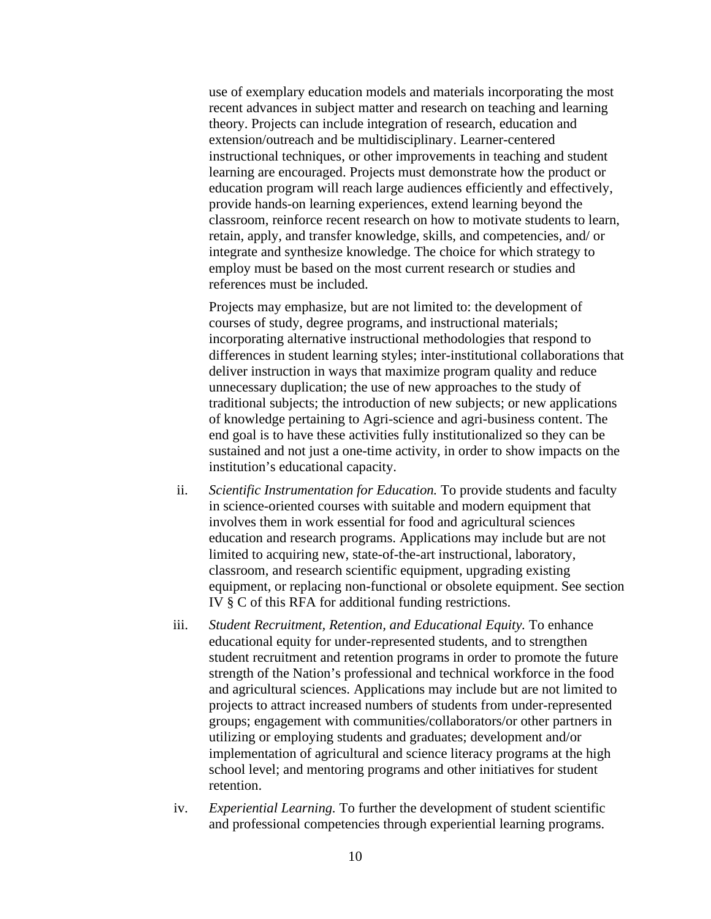use of exemplary education models and materials incorporating the most recent advances in subject matter and research on teaching and learning theory. Projects can include integration of research, education and extension/outreach and be multidisciplinary. Learner-centered instructional techniques, or other improvements in teaching and student learning are encouraged. Projects must demonstrate how the product or education program will reach large audiences efficiently and effectively, provide hands-on learning experiences, extend learning beyond the classroom, reinforce recent research on how to motivate students to learn, retain, apply, and transfer knowledge, skills, and competencies, and/ or integrate and synthesize knowledge. The choice for which strategy to employ must be based on the most current research or studies and references must be included.

Projects may emphasize, but are not limited to: the development of courses of study, degree programs, and instructional materials; incorporating alternative instructional methodologies that respond to differences in student learning styles; inter-institutional collaborations that deliver instruction in ways that maximize program quality and reduce unnecessary duplication; the use of new approaches to the study of traditional subjects; the introduction of new subjects; or new applications of knowledge pertaining to Agri-science and agri-business content. The end goal is to have these activities fully institutionalized so they can be sustained and not just a one-time activity, in order to show impacts on the institution's educational capacity.

ii. *Scientific Instrumentation for Education.* To provide students and faculty in science-oriented courses with suitable and modern equipment that involves them in work essential for food and agricultural sciences education and research programs. Applications may include but are not limited to acquiring new, state-of-the-art instructional, laboratory, classroom, and research scientific equipment, upgrading existing equipment, or replacing non-functional or obsolete equipment. See section IV § C of this RFA for additional funding restrictions.

iii. *Student Recruitment, Retention, and Educational Equity.* To enhance educational equity for under-represented students, and to strengthen student recruitment and retention programs in order to promote the future strength of the Nation's professional and technical workforce in the food and agricultural sciences. Applications may include but are not limited to projects to attract increased numbers of students from under-represented groups; engagement with communities/collaborators/or other partners in utilizing or employing students and graduates; development and/or implementation of agricultural and science literacy programs at the high school level; and mentoring programs and other initiatives for student retention.

iv. *Experiential Learning.* To further the development of student scientific and professional competencies through experiential learning programs.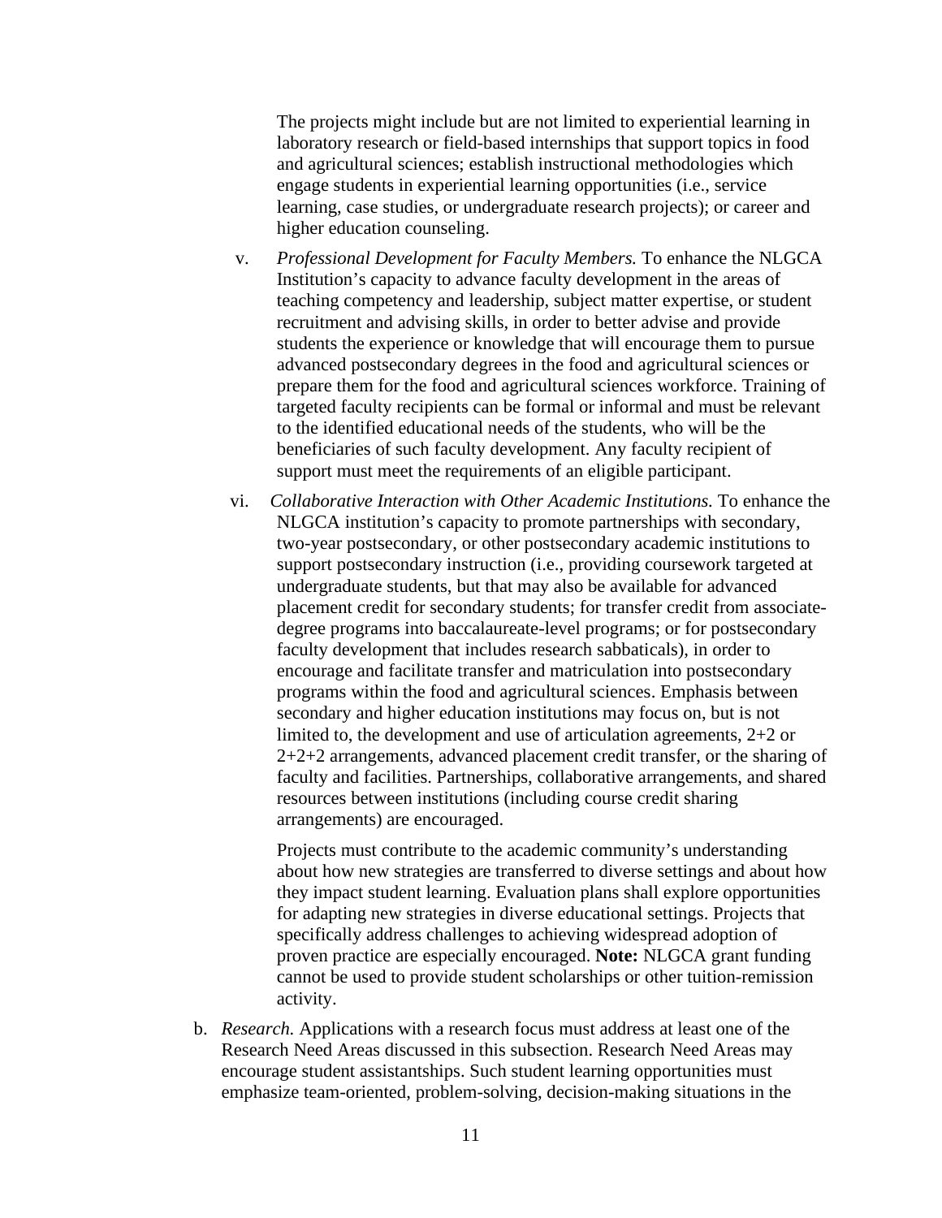The projects might include but are not limited to experiential learning in laboratory research or field-based internships that support topics in food and agricultural sciences; establish instructional methodologies which engage students in experiential learning opportunities (i.e., service learning, case studies, or undergraduate research projects); or career and higher education counseling.

v. *Professional Development for Faculty Members.* To enhance the NLGCA Institution's capacity to advance faculty development in the areas of teaching competency and leadership, subject matter expertise, or student recruitment and advising skills, in order to better advise and provide students the experience or knowledge that will encourage them to pursue advanced postsecondary degrees in the food and agricultural sciences or prepare them for the food and agricultural sciences workforce. Training of targeted faculty recipients can be formal or informal and must be relevant to the identified educational needs of the students, who will be the beneficiaries of such faculty development. Any faculty recipient of support must meet the requirements of an eligible participant.

vi. *Collaborative Interaction with Other Academic Institutions.* To enhance the NLGCA institution's capacity to promote partnerships with secondary, two-year postsecondary, or other postsecondary academic institutions to support postsecondary instruction (i.e., providing coursework targeted at undergraduate students, but that may also be available for advanced placement credit for secondary students; for transfer credit from associate-degree programs into baccalaureate-level programs; or for postsecondary faculty development that includes research sabbaticals), in order to encourage and facilitate transfer and matriculation into postsecondary programs within the food and agricultural sciences. Emphasis between secondary and higher education institutions may focus on, but is not limited to, the development and use of articulation agreements, 2+2 or 2+2+2 arrangements, advanced placement credit transfer, or the sharing of faculty and facilities. Partnerships, collaborative arrangements, and shared resources between institutions (including course credit sharing arrangements) are encouraged.

Projects must contribute to the academic community's understanding about how new strategies are transferred to diverse settings and about how they impact student learning. Evaluation plans shall explore opportunities for adapting new strategies in diverse educational settings. Projects that specifically address challenges to achieving widespread adoption of proven practice are especially encouraged. **Note:** NLGCA grant funding cannot be used to provide student scholarships or other tuition-remission activity.

b. *Research.* Applications with a research focus must address at least one of the Research Need Areas discussed in this subsection. Research Need Areas may encourage student assistantships. Such student learning opportunities must emphasize team-oriented, problem-solving, decision-making situations in the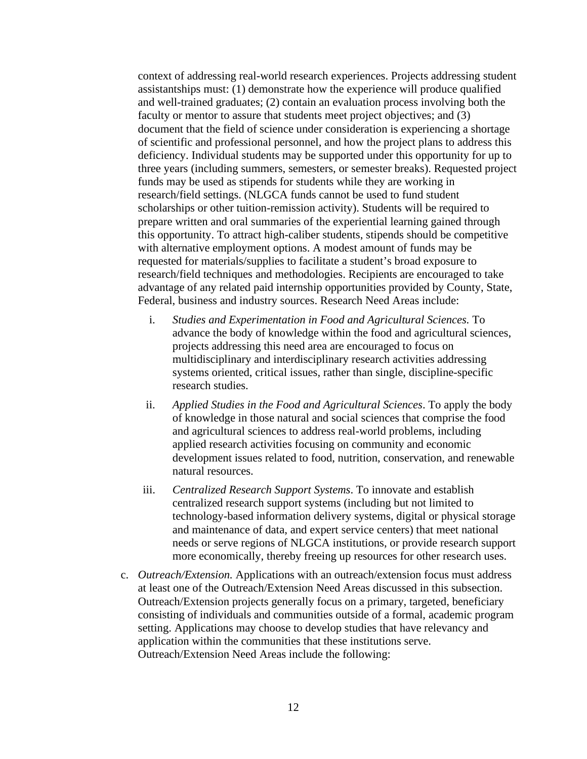context of addressing real-world research experiences. Projects addressing student assistantships must: (1) demonstrate how the experience will produce qualified and well-trained graduates; (2) contain an evaluation process involving both the faculty or mentor to assure that students meet project objectives; and (3) document that the field of science under consideration is experiencing a shortage of scientific and professional personnel, and how the project plans to address this deficiency. Individual students may be supported under this opportunity for up to three years (including summers, semesters, or semester breaks). Requested project funds may be used as stipends for students while they are working in research/field settings. (NLGCA funds cannot be used to fund student scholarships or other tuition-remission activity). Students will be required to prepare written and oral summaries of the experiential learning gained through this opportunity. To attract high-caliber students, stipends should be competitive with alternative employment options. A modest amount of funds may be requested for materials/supplies to facilitate a student's broad exposure to research/field techniques and methodologies. Recipients are encouraged to take advantage of any related paid internship opportunities provided by County, State, Federal, business and industry sources. Research Need Areas include:

i. *Studies and Experimentation in Food and Agricultural Sciences.* To advance the body of knowledge within the food and agricultural sciences, projects addressing this need area are encouraged to focus on multidisciplinary and interdisciplinary research activities addressing systems oriented, critical issues, rather than single, discipline-specific research studies.

ii. *Applied Studies in the Food and Agricultural Sciences*. To apply the body of knowledge in those natural and social sciences that comprise the food and agricultural sciences to address real-world problems, including applied research activities focusing on community and economic development issues related to food, nutrition, conservation, and renewable natural resources.

iii. *Centralized Research Support Systems*. To innovate and establish centralized research support systems (including but not limited to technology-based information delivery systems, digital or physical storage and maintenance of data, and expert service centers) that meet national needs or serve regions of NLGCA institutions, or provide research support more economically, thereby freeing up resources for other research uses.

c. *Outreach/Extension.* Applications with an outreach/extension focus must address at least one of the Outreach/Extension Need Areas discussed in this subsection. Outreach/Extension projects generally focus on a primary, targeted, beneficiary consisting of individuals and communities outside of a formal, academic program setting. Applications may choose to develop studies that have relevancy and application within the communities that these institutions serve. Outreach/Extension Need Areas include the following: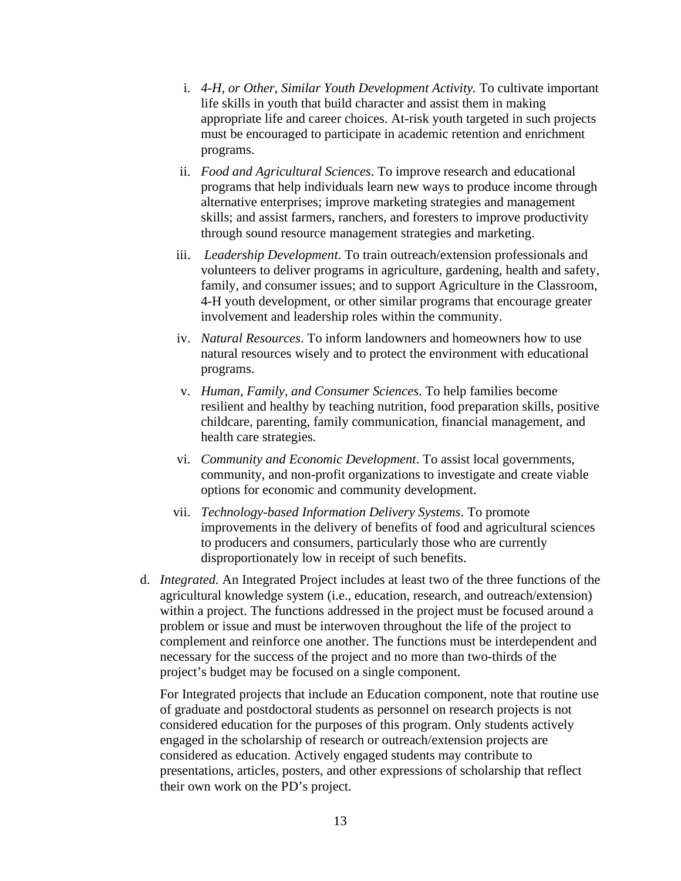i. *4-H, or Other, Similar Youth Development Activity.* To cultivate important life skills in youth that build character and assist them in making appropriate life and career choices. At-risk youth targeted in such projects must be encouraged to participate in academic retention and enrichment programs.

ii. *Food and Agricultural Sciences*. To improve research and educational programs that help individuals learn new ways to produce income through alternative enterprises; improve marketing strategies and management skills; and assist farmers, ranchers, and foresters to improve productivity through sound resource management strategies and marketing.

iii. *Leadership Development*. To train outreach/extension professionals and volunteers to deliver programs in agriculture, gardening, health and safety, family, and consumer issues; and to support Agriculture in the Classroom, 4-H youth development, or other similar programs that encourage greater involvement and leadership roles within the community.

iv. *Natural Resources*. To inform landowners and homeowners how to use natural resources wisely and to protect the environment with educational programs.

v. *Human, Family, and Consumer Sciences*. To help families become resilient and healthy by teaching nutrition, food preparation skills, positive childcare, parenting, family communication, financial management, and health care strategies.

vi. *Community and Economic Development*. To assist local governments, community, and non-profit organizations to investigate and create viable options for economic and community development.

vii. *Technology-based Information Delivery Systems*. To promote improvements in the delivery of benefits of food and agricultural sciences to producers and consumers, particularly those who are currently disproportionately low in receipt of such benefits.

d. *Integrated.* An Integrated Project includes at least two of the three functions of the agricultural knowledge system (i.e., education, research, and outreach/extension) within a project. The functions addressed in the project must be focused around a problem or issue and must be interwoven throughout the life of the project to complement and reinforce one another. The functions must be interdependent and necessary for the success of the project and no more than two-thirds of the project's budget may be focused on a single component.

   For Integrated projects that include an Education component, note that routine use of graduate and postdoctoral students as personnel on research projects is not considered education for the purposes of this program. Only students actively engaged in the scholarship of research or outreach/extension projects are considered as education. Actively engaged students may contribute to presentations, articles, posters, and other expressions of scholarship that reflect their own work on the PD's project.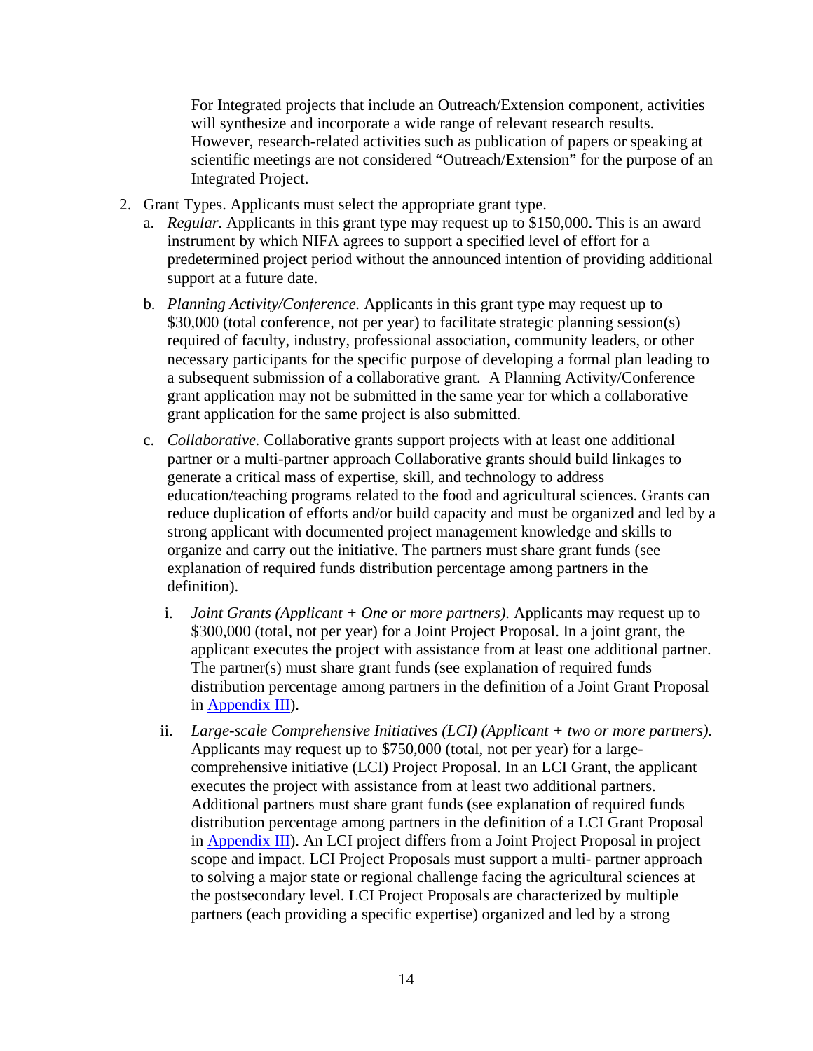For Integrated projects that include an Outreach/Extension component, activities will synthesize and incorporate a wide range of relevant research results. However, research-related activities such as publication of papers or speaking at scientific meetings are not considered "Outreach/Extension" for the purpose of an Integrated Project.

2. Grant Types. Applicants must select the appropriate grant type.
   a. *Regular.* Applicants in this grant type may request up to $150,000. This is an award instrument by which NIFA agrees to support a specified level of effort for a predetermined project period without the announced intention of providing additional support at a future date.
   b. *Planning Activity/Conference.* Applicants in this grant type may request up to $30,000 (total conference, not per year) to facilitate strategic planning session(s) required of faculty, industry, professional association, community leaders, or other necessary participants for the specific purpose of developing a formal plan leading to a subsequent submission of a collaborative grant. A Planning Activity/Conference grant application may not be submitted in the same year for which a collaborative grant application for the same project is also submitted.
   c. *Collaborative.* Collaborative grants support projects with at least one additional partner or a multi-partner approach Collaborative grants should build linkages to generate a critical mass of expertise, skill, and technology to address education/teaching programs related to the food and agricultural sciences. Grants can reduce duplication of efforts and/or build capacity and must be organized and led by a strong applicant with documented project management knowledge and skills to organize and carry out the initiative. The partners must share grant funds (see explanation of required funds distribution percentage among partners in the definition).
      i. *Joint Grants (Applicant + One or more partners).* Applicants may request up to $300,000 (total, not per year) for a Joint Project Proposal. In a joint grant, the applicant executes the project with assistance from at least one additional partner. The partner(s) must share grant funds (see explanation of required funds distribution percentage among partners in the definition of a Joint Grant Proposal in [Appendix III](#)).
      ii. *Large-scale Comprehensive Initiatives (LCI) (Applicant + two or more partners).* Applicants may request up to $750,000 (total, not per year) for a large-comprehensive initiative (LCI) Project Proposal. In an LCI Grant, the applicant executes the project with assistance from at least two additional partners. Additional partners must share grant funds (see explanation of required funds distribution percentage among partners in the definition of a LCI Grant Proposal in [Appendix III](#)). An LCI project differs from a Joint Project Proposal in project scope and impact. LCI Project Proposals must support a multi- partner approach to solving a major state or regional challenge facing the agricultural sciences at the postsecondary level. LCI Project Proposals are characterized by multiple partners (each providing a specific expertise) organized and led by a strong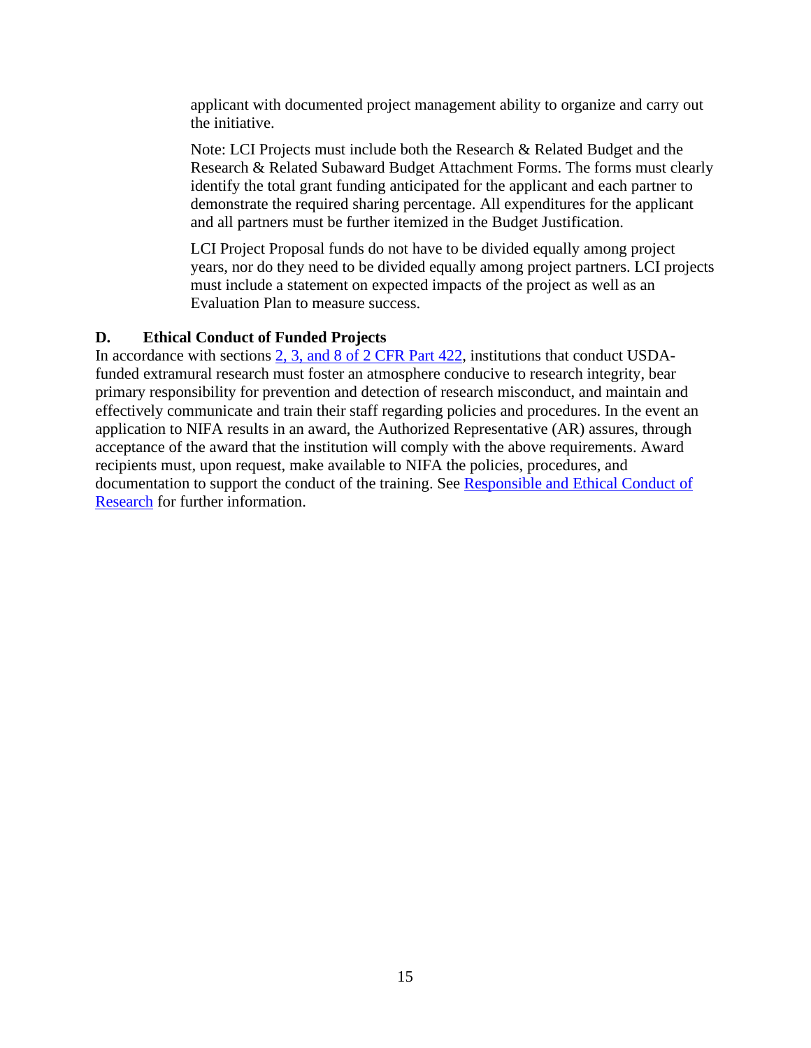applicant with documented project management ability to organize and carry out the initiative.

Note: LCI Projects must include both the Research & Related Budget and the Research & Related Subaward Budget Attachment Forms. The forms must clearly identify the total grant funding anticipated for the applicant and each partner to demonstrate the required sharing percentage. All expenditures for the applicant and all partners must be further itemized in the Budget Justification.

LCI Project Proposal funds do not have to be divided equally among project years, nor do they need to be divided equally among project partners. LCI projects must include a statement on expected impacts of the project as well as an Evaluation Plan to measure success.

### D. Ethical Conduct of Funded Projects

In accordance with sections 2, 3, and 8 of 2 CFR Part 422, institutions that conduct USDA-funded extramural research must foster an atmosphere conducive to research integrity, bear primary responsibility for prevention and detection of research misconduct, and maintain and effectively communicate and train their staff regarding policies and procedures. In the event an application to NIFA results in an award, the Authorized Representative (AR) assures, through acceptance of the award that the institution will comply with the above requirements. Award recipients must, upon request, make available to NIFA the policies, procedures, and documentation to support the conduct of the training. See Responsible and Ethical Conduct of Research for further information.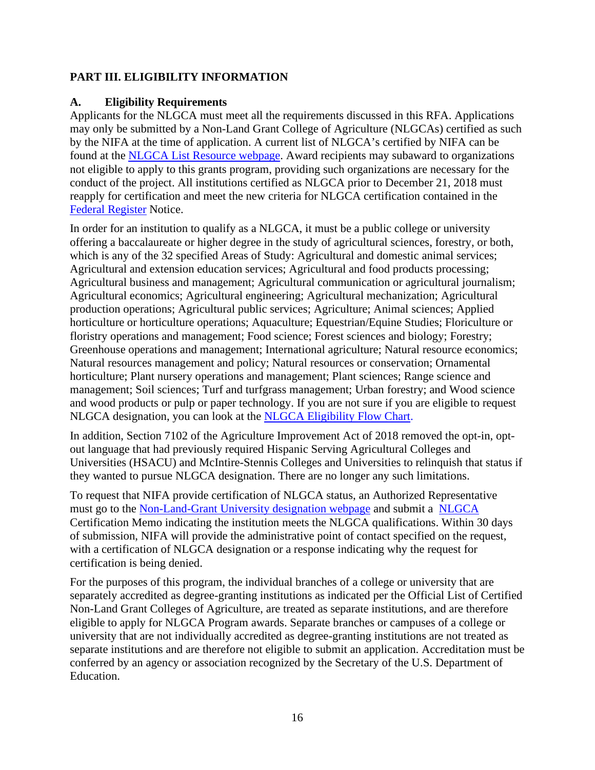## PART III. ELIGIBILITY INFORMATION

### A. Eligibility Requirements

Applicants for the NLGCA must meet all the requirements discussed in this RFA. Applications may only be submitted by a Non-Land Grant College of Agriculture (NLGCAs) certified as such by the NIFA at the time of application. A current list of NLGCA's certified by NIFA can be found at the NLGCA List Resource webpage. Award recipients may subaward to organizations not eligible to apply to this grants program, providing such organizations are necessary for the conduct of the project. All institutions certified as NLGCA prior to December 21, 2018 must reapply for certification and meet the new criteria for NLGCA certification contained in the Federal Register Notice.

In order for an institution to qualify as a NLGCA, it must be a public college or university offering a baccalaureate or higher degree in the study of agricultural sciences, forestry, or both, which is any of the 32 specified Areas of Study: Agricultural and domestic animal services; Agricultural and extension education services; Agricultural and food products processing; Agricultural business and management; Agricultural communication or agricultural journalism; Agricultural economics; Agricultural engineering; Agricultural mechanization; Agricultural production operations; Agricultural public services; Agriculture; Animal sciences; Applied horticulture or horticulture operations; Aquaculture; Equestrian/Equine Studies; Floriculture or floristry operations and management; Food science; Forest sciences and biology; Forestry; Greenhouse operations and management; International agriculture; Natural resource economics; Natural resources management and policy; Natural resources or conservation; Ornamental horticulture; Plant nursery operations and management; Plant sciences; Range science and management; Soil sciences; Turf and turfgrass management; Urban forestry; and Wood science and wood products or pulp or paper technology. If you are not sure if you are eligible to request NLGCA designation, you can look at the NLGCA Eligibility Flow Chart.

In addition, Section 7102 of the Agriculture Improvement Act of 2018 removed the opt-in, opt-out language that had previously required Hispanic Serving Agricultural Colleges and Universities (HSACU) and McIntire-Stennis Colleges and Universities to relinquish that status if they wanted to pursue NLGCA designation. There are no longer any such limitations.

To request that NIFA provide certification of NLGCA status, an Authorized Representative must go to the Non-Land-Grant University designation webpage and submit a NLGCA Certification Memo indicating the institution meets the NLGCA qualifications. Within 30 days of submission, NIFA will provide the administrative point of contact specified on the request, with a certification of NLGCA designation or a response indicating why the request for certification is being denied.

For the purposes of this program, the individual branches of a college or university that are separately accredited as degree-granting institutions as indicated per the Official List of Certified Non-Land Grant Colleges of Agriculture, are treated as separate institutions, and are therefore eligible to apply for NLGCA Program awards. Separate branches or campuses of a college or university that are not individually accredited as degree-granting institutions are not treated as separate institutions and are therefore not eligible to submit an application. Accreditation must be conferred by an agency or association recognized by the Secretary of the U.S. Department of Education.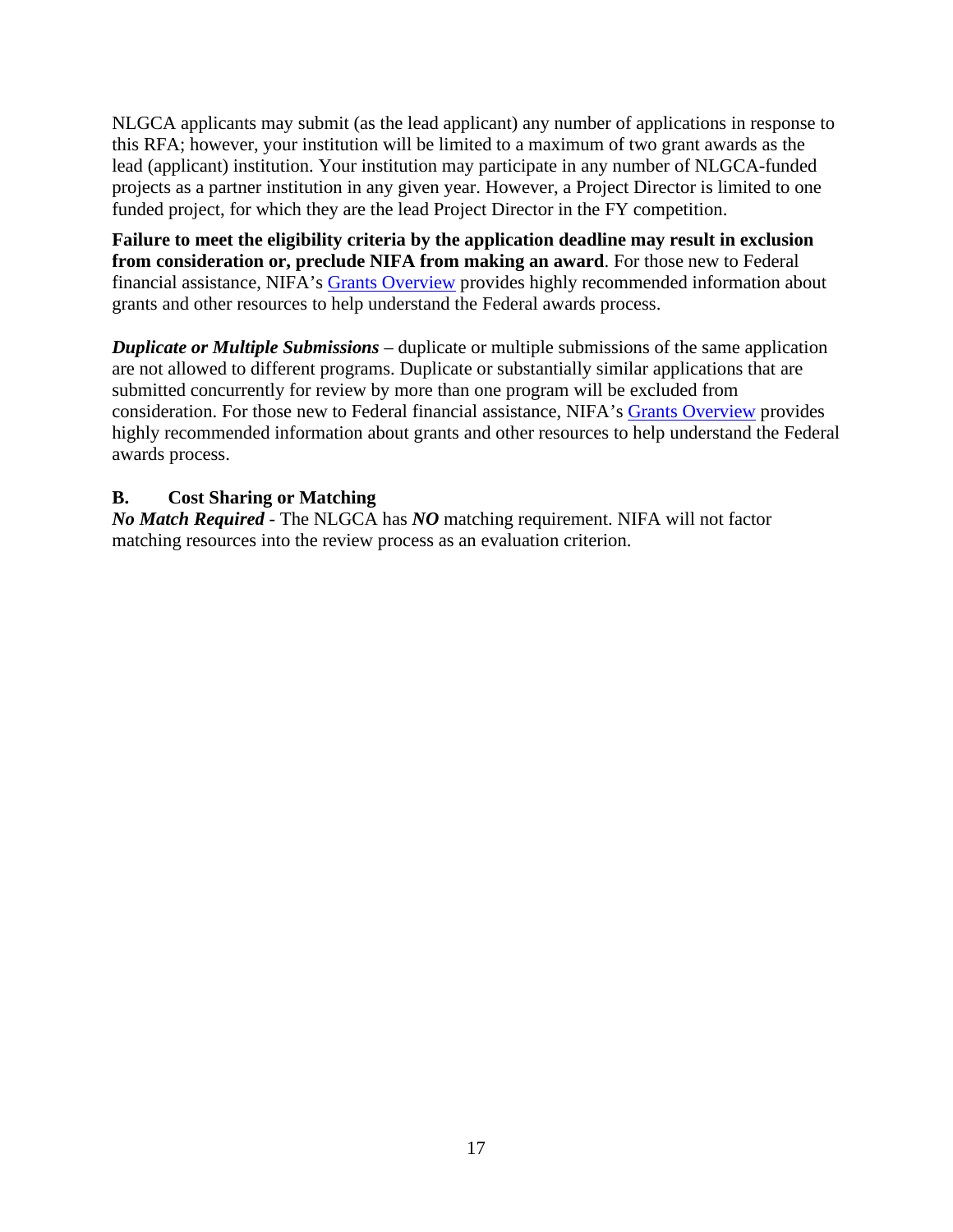NLGCA applicants may submit (as the lead applicant) any number of applications in response to this RFA; however, your institution will be limited to a maximum of two grant awards as the lead (applicant) institution. Your institution may participate in any number of NLGCA-funded projects as a partner institution in any given year. However, a Project Director is limited to one funded project, for which they are the lead Project Director in the FY competition.

**Failure to meet the eligibility criteria by the application deadline may result in exclusion from consideration or, preclude NIFA from making an award**. For those new to Federal financial assistance, NIFA's Grants Overview provides highly recommended information about grants and other resources to help understand the Federal awards process.

***Duplicate or Multiple Submissions*** – duplicate or multiple submissions of the same application are not allowed to different programs. Duplicate or substantially similar applications that are submitted concurrently for review by more than one program will be excluded from consideration. For those new to Federal financial assistance, NIFA's Grants Overview provides highly recommended information about grants and other resources to help understand the Federal awards process.

### B. Cost Sharing or Matching

***No Match Required*** - The NLGCA has ***NO*** matching requirement. NIFA will not factor matching resources into the review process as an evaluation criterion.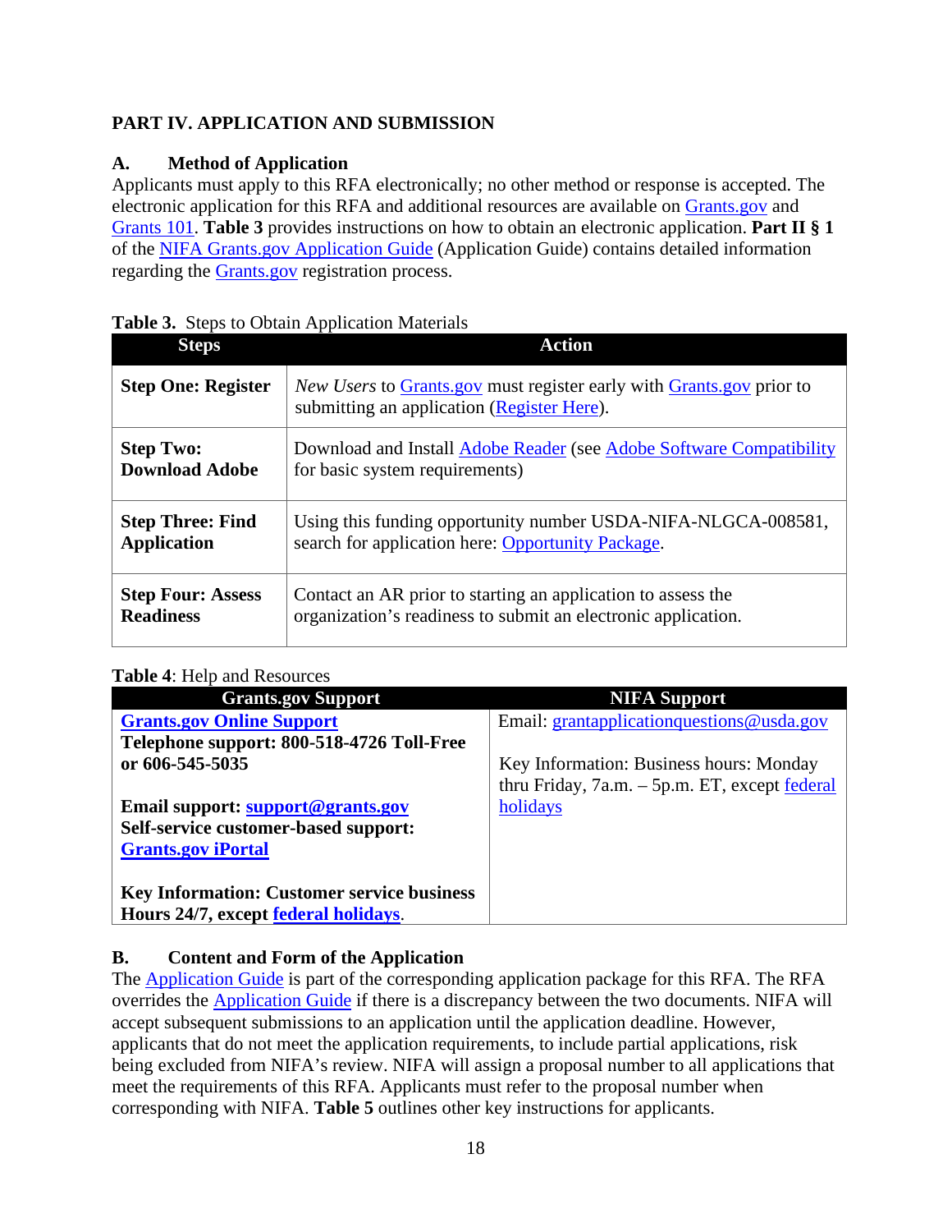## PART IV. APPLICATION AND SUBMISSION

### A. Method of Application

Applicants must apply to this RFA electronically; no other method or response is accepted. The electronic application for this RFA and additional resources are available on Grants.gov and Grants 101. **Table 3** provides instructions on how to obtain an electronic application. **Part II § 1** of the NIFA Grants.gov Application Guide (Application Guide) contains detailed information regarding the Grants.gov registration process.

**Table 3.** Steps to Obtain Application Materials

| Steps | Action |
|---|---|
| **Step One: Register** | *New Users* to Grants.gov must register early with Grants.gov prior to submitting an application (Register Here). |
| **Step Two: Download Adobe** | Download and Install Adobe Reader (see Adobe Software Compatibility for basic system requirements) |
| **Step Three: Find Application** | Using this funding opportunity number USDA-NIFA-NLGCA-008581, search for application here: Opportunity Package. |
| **Step Four: Assess Readiness** | Contact an AR prior to starting an application to assess the organization's readiness to submit an electronic application. |

**Table 4**: Help and Resources

| Grants.gov Support | NIFA Support |
|---|---|
| **Grants.gov Online Support**<br>**Telephone support: 800-518-4726 Toll-Free or 606-545-5035**<br><br>**Email support: support@grants.gov**<br>**Self-service customer-based support: Grants.gov iPortal**<br><br>**Key Information: Customer service business Hours 24/7, except federal holidays.** | Email: grantapplicationquestions@usda.gov<br><br>Key Information: Business hours: Monday thru Friday, 7a.m. – 5p.m. ET, except federal holidays |

### B. Content and Form of the Application

The Application Guide is part of the corresponding application package for this RFA. The RFA overrides the Application Guide if there is a discrepancy between the two documents. NIFA will accept subsequent submissions to an application until the application deadline. However, applicants that do not meet the application requirements, to include partial applications, risk being excluded from NIFA's review. NIFA will assign a proposal number to all applications that meet the requirements of this RFA. Applicants must refer to the proposal number when corresponding with NIFA. **Table 5** outlines other key instructions for applicants.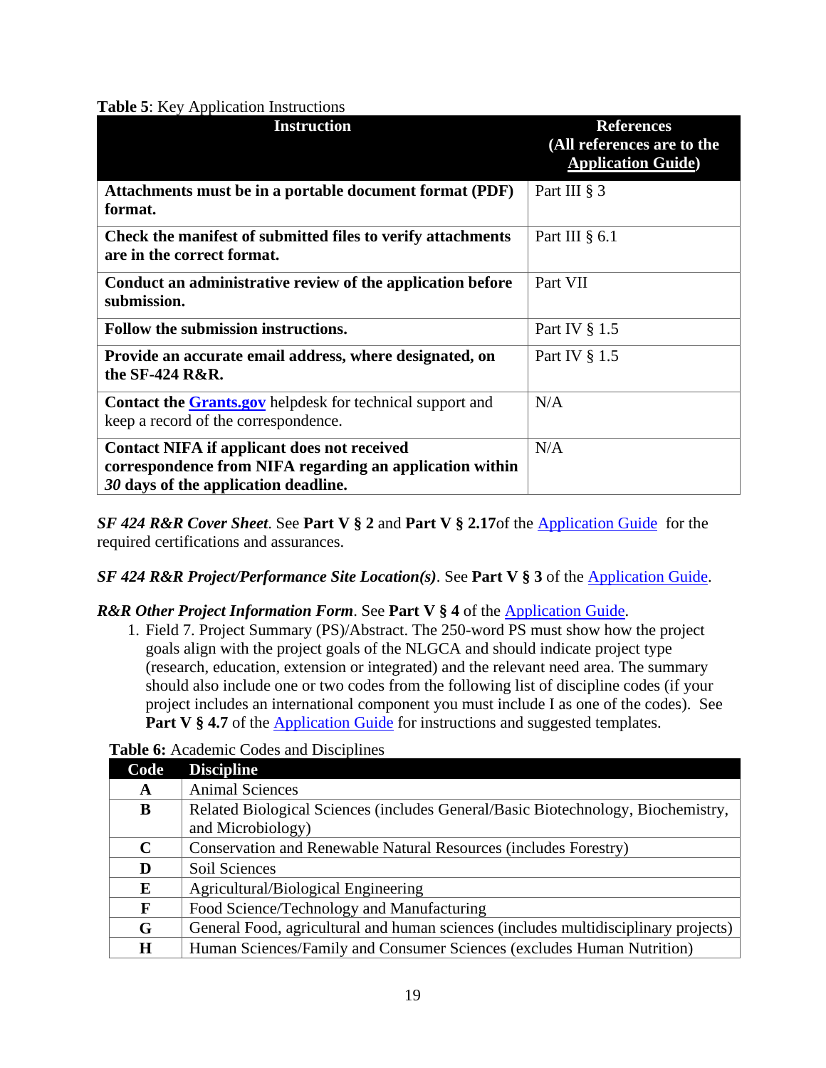**Table 5**: Key Application Instructions

| Instruction | References (All references are to the Application Guide) |
|---|---|
| **Attachments must be in a portable document format (PDF) format.** | Part III § 3 |
| **Check the manifest of submitted files to verify attachments are in the correct format.** | Part III § 6.1 |
| **Conduct an administrative review of the application before submission.** | Part VII |
| **Follow the submission instructions.** | Part IV § 1.5 |
| **Provide an accurate email address, where designated, on the SF-424 R&R.** | Part IV § 1.5 |
| **Contact the Grants.gov** helpdesk for technical support and keep a record of the correspondence. | N/A |
| **Contact NIFA if applicant does not received correspondence from NIFA regarding an application within *30* days of the application deadline.** | N/A |

***SF 424 R&R Cover Sheet***. See **Part V § 2** and **Part V § 2.17**of the Application Guide for the required certifications and assurances.

***SF 424 R&R Project/Performance Site Location(s)***. See **Part V § 3** of the Application Guide.

***R&R Other Project Information Form***. See **Part V § 4** of the Application Guide.

1. Field 7. Project Summary (PS)/Abstract. The 250-word PS must show how the project goals align with the project goals of the NLGCA and should indicate project type (research, education, extension or integrated) and the relevant need area. The summary should also include one or two codes from the following list of discipline codes (if your project includes an international component you must include I as one of the codes). See **Part V § 4.7** of the Application Guide for instructions and suggested templates.

**Table 6:** Academic Codes and Disciplines

| Code | Discipline |
|---|---|
| **A** | Animal Sciences |
| **B** | Related Biological Sciences (includes General/Basic Biotechnology, Biochemistry, and Microbiology) |
| **C** | Conservation and Renewable Natural Resources (includes Forestry) |
| **D** | Soil Sciences |
| **E** | Agricultural/Biological Engineering |
| **F** | Food Science/Technology and Manufacturing |
| **G** | General Food, agricultural and human sciences (includes multidisciplinary projects) |
| **H** | Human Sciences/Family and Consumer Sciences (excludes Human Nutrition) |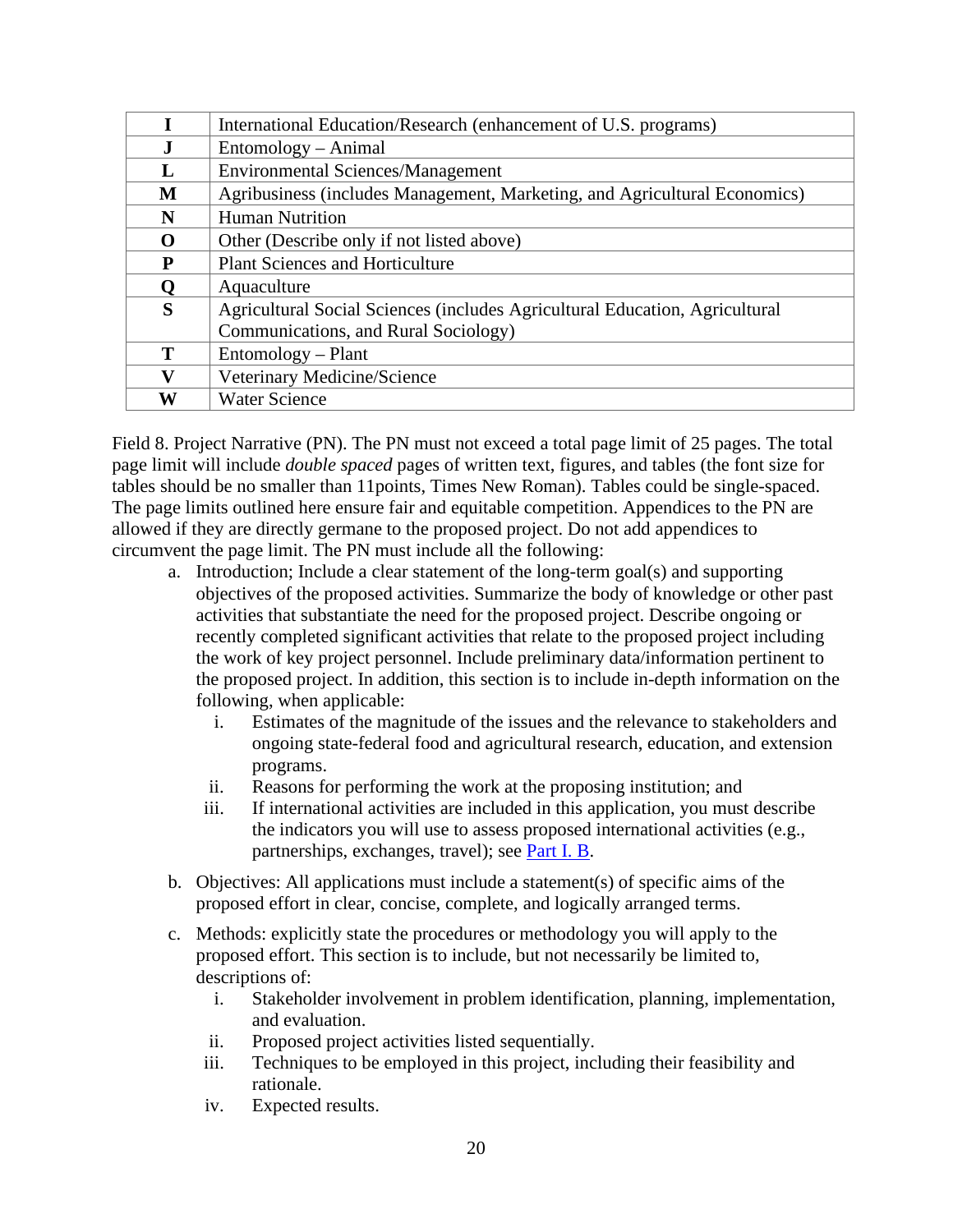| | |
|---|---|
| **I** | International Education/Research (enhancement of U.S. programs) |
| **J** | Entomology – Animal |
| **L** | Environmental Sciences/Management |
| **M** | Agribusiness (includes Management, Marketing, and Agricultural Economics) |
| **N** | Human Nutrition |
| **O** | Other (Describe only if not listed above) |
| **P** | Plant Sciences and Horticulture |
| **Q** | Aquaculture |
| **S** | Agricultural Social Sciences (includes Agricultural Education, Agricultural Communications, and Rural Sociology) |
| **T** | Entomology – Plant |
| **V** | Veterinary Medicine/Science |
| **W** | Water Science |

Field 8. Project Narrative (PN). The PN must not exceed a total page limit of 25 pages. The total page limit will include *double spaced* pages of written text, figures, and tables (the font size for tables should be no smaller than 11points, Times New Roman). Tables could be single-spaced. The page limits outlined here ensure fair and equitable competition. Appendices to the PN are allowed if they are directly germane to the proposed project. Do not add appendices to circumvent the page limit. The PN must include all the following:

a. Introduction; Include a clear statement of the long-term goal(s) and supporting objectives of the proposed activities. Summarize the body of knowledge or other past activities that substantiate the need for the proposed project. Describe ongoing or recently completed significant activities that relate to the proposed project including the work of key project personnel. Include preliminary data/information pertinent to the proposed project. In addition, this section is to include in-depth information on the following, when applicable:
   i. Estimates of the magnitude of the issues and the relevance to stakeholders and ongoing state-federal food and agricultural research, education, and extension programs.
   ii. Reasons for performing the work at the proposing institution; and
   iii. If international activities are included in this application, you must describe the indicators you will use to assess proposed international activities (e.g., partnerships, exchanges, travel); see Part I. B.

b. Objectives: All applications must include a statement(s) of specific aims of the proposed effort in clear, concise, complete, and logically arranged terms.

c. Methods: explicitly state the procedures or methodology you will apply to the proposed effort. This section is to include, but not necessarily be limited to, descriptions of:
   i. Stakeholder involvement in problem identification, planning, implementation, and evaluation.
   ii. Proposed project activities listed sequentially.
   iii. Techniques to be employed in this project, including their feasibility and rationale.
   iv. Expected results.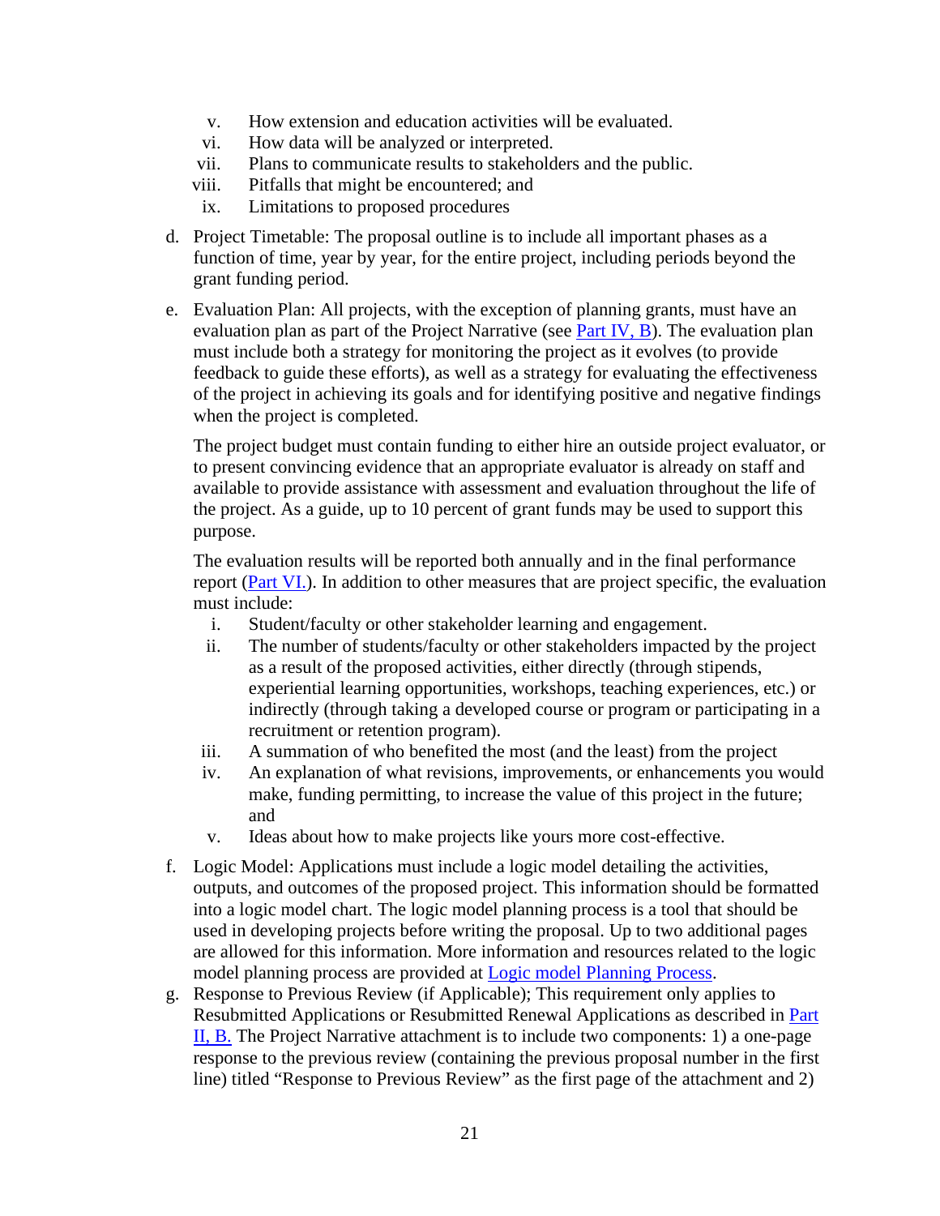v. How extension and education activities will be evaluated.
vi. How data will be analyzed or interpreted.
vii. Plans to communicate results to stakeholders and the public.
viii. Pitfalls that might be encountered; and
ix. Limitations to proposed procedures

d. Project Timetable: The proposal outline is to include all important phases as a function of time, year by year, for the entire project, including periods beyond the grant funding period.

e. Evaluation Plan: All projects, with the exception of planning grants, must have an evaluation plan as part of the Project Narrative (see [Part IV, B](#)). The evaluation plan must include both a strategy for monitoring the project as it evolves (to provide feedback to guide these efforts), as well as a strategy for evaluating the effectiveness of the project in achieving its goals and for identifying positive and negative findings when the project is completed.

   The project budget must contain funding to either hire an outside project evaluator, or to present convincing evidence that an appropriate evaluator is already on staff and available to provide assistance with assessment and evaluation throughout the life of the project. As a guide, up to 10 percent of grant funds may be used to support this purpose.

   The evaluation results will be reported both annually and in the final performance report ([Part VI.](#)). In addition to other measures that are project specific, the evaluation must include:

   i. Student/faculty or other stakeholder learning and engagement.
   ii. The number of students/faculty or other stakeholders impacted by the project as a result of the proposed activities, either directly (through stipends, experiential learning opportunities, workshops, teaching experiences, etc.) or indirectly (through taking a developed course or program or participating in a recruitment or retention program).
   iii. A summation of who benefited the most (and the least) from the project
   iv. An explanation of what revisions, improvements, or enhancements you would make, funding permitting, to increase the value of this project in the future; and
   v. Ideas about how to make projects like yours more cost-effective.

f. Logic Model: Applications must include a logic model detailing the activities, outputs, and outcomes of the proposed project. This information should be formatted into a logic model chart. The logic model planning process is a tool that should be used in developing projects before writing the proposal. Up to two additional pages are allowed for this information. More information and resources related to the logic model planning process are provided at [Logic model Planning Process](#).

g. Response to Previous Review (if Applicable); This requirement only applies to Resubmitted Applications or Resubmitted Renewal Applications as described in [Part II, B.](#) The Project Narrative attachment is to include two components: 1) a one-page response to the previous review (containing the previous proposal number in the first line) titled "Response to Previous Review" as the first page of the attachment and 2)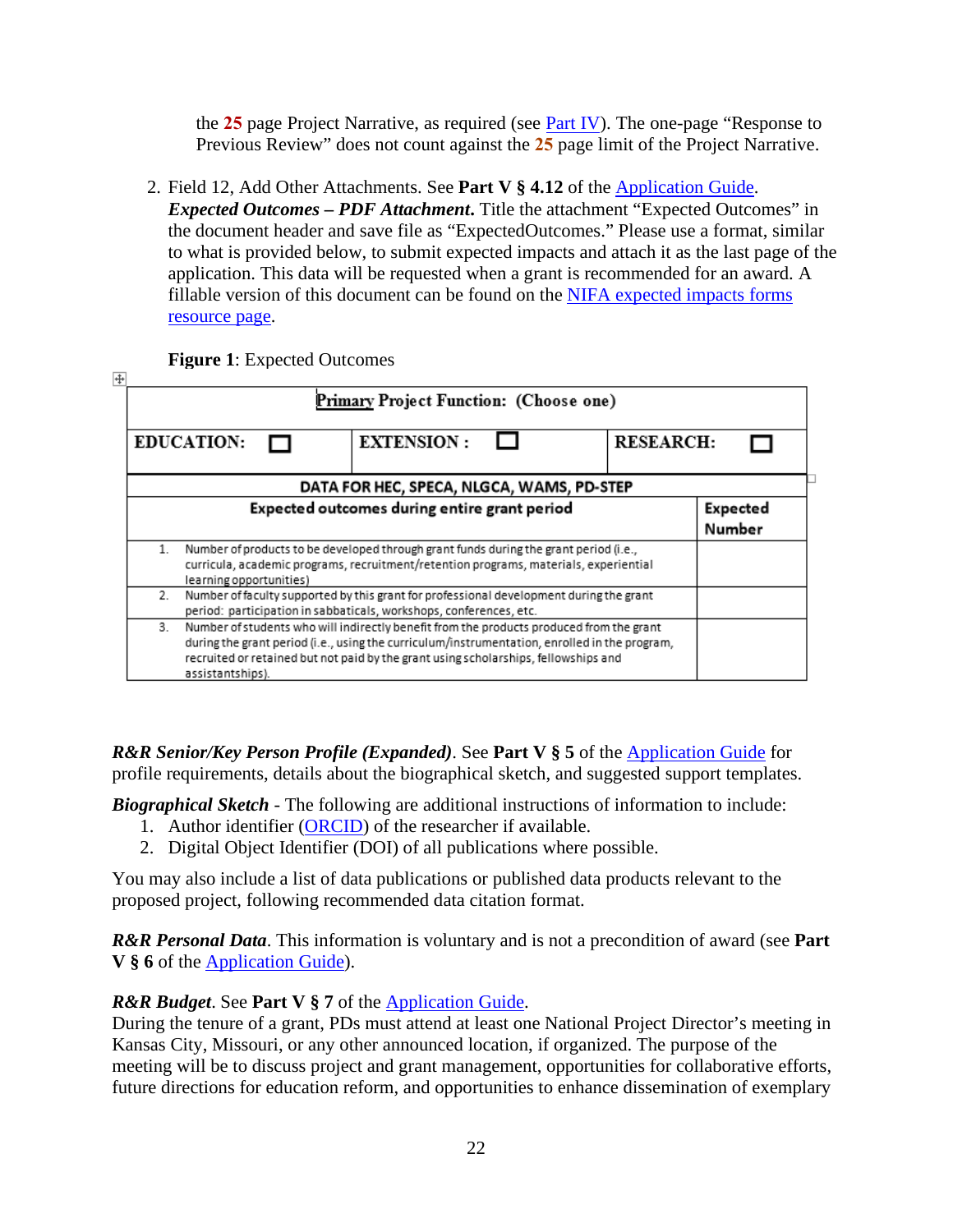the **25** page Project Narrative, as required (see Part IV). The one-page "Response to Previous Review" does not count against the **25** page limit of the Project Narrative.

2. Field 12, Add Other Attachments. See **Part V § 4.12** of the Application Guide. ***Expected Outcomes – PDF Attachment*.** Title the attachment "Expected Outcomes" in the document header and save file as "ExpectedOutcomes." Please use a format, similar to what is provided below, to submit expected impacts and attach it as the last page of the application. This data will be requested when a grant is recommended for an award. A fillable version of this document can be found on the NIFA expected impacts forms resource page.

**Figure 1**: Expected Outcomes

| **Primary Project Function: (Choose one)** | | |
|---|---|---|
| **EDUCATION:** ☐ | **EXTENSION :** ☐ | **RESEARCH:** ☐ |

| **DATA FOR HEC, SPECA, NLGCA, WAMS, PD-STEP** | |
|---|---|
| **Expected outcomes during entire grant period** | **Expected Number** |
| 1. Number of products to be developed through grant funds during the grant period (i.e., curricula, academic programs, recruitment/retention programs, materials, experiential learning opportunities) | |
| 2. Number of faculty supported by this grant for professional development during the grant period: participation in sabbaticals, workshops, conferences, etc. | |
| 3. Number of students who will indirectly benefit from the products produced from the grant during the grant period (i.e., using the curriculum/instrumentation, enrolled in the program, recruited or retained but not paid by the grant using scholarships, fellowships and assistantships). | |

***R&R Senior/Key Person Profile (Expanded)***. See **Part V § 5** of the Application Guide for profile requirements, details about the biographical sketch, and suggested support templates.

***Biographical Sketch*** - The following are additional instructions of information to include:

1. Author identifier (ORCID) of the researcher if available.
2. Digital Object Identifier (DOI) of all publications where possible.

You may also include a list of data publications or published data products relevant to the proposed project, following recommended data citation format.

***R&R Personal Data***. This information is voluntary and is not a precondition of award (see **Part V § 6** of the Application Guide).

***R&R Budget***. See **Part V § 7** of the Application Guide.
During the tenure of a grant, PDs must attend at least one National Project Director's meeting in Kansas City, Missouri, or any other announced location, if organized. The purpose of the meeting will be to discuss project and grant management, opportunities for collaborative efforts, future directions for education reform, and opportunities to enhance dissemination of exemplary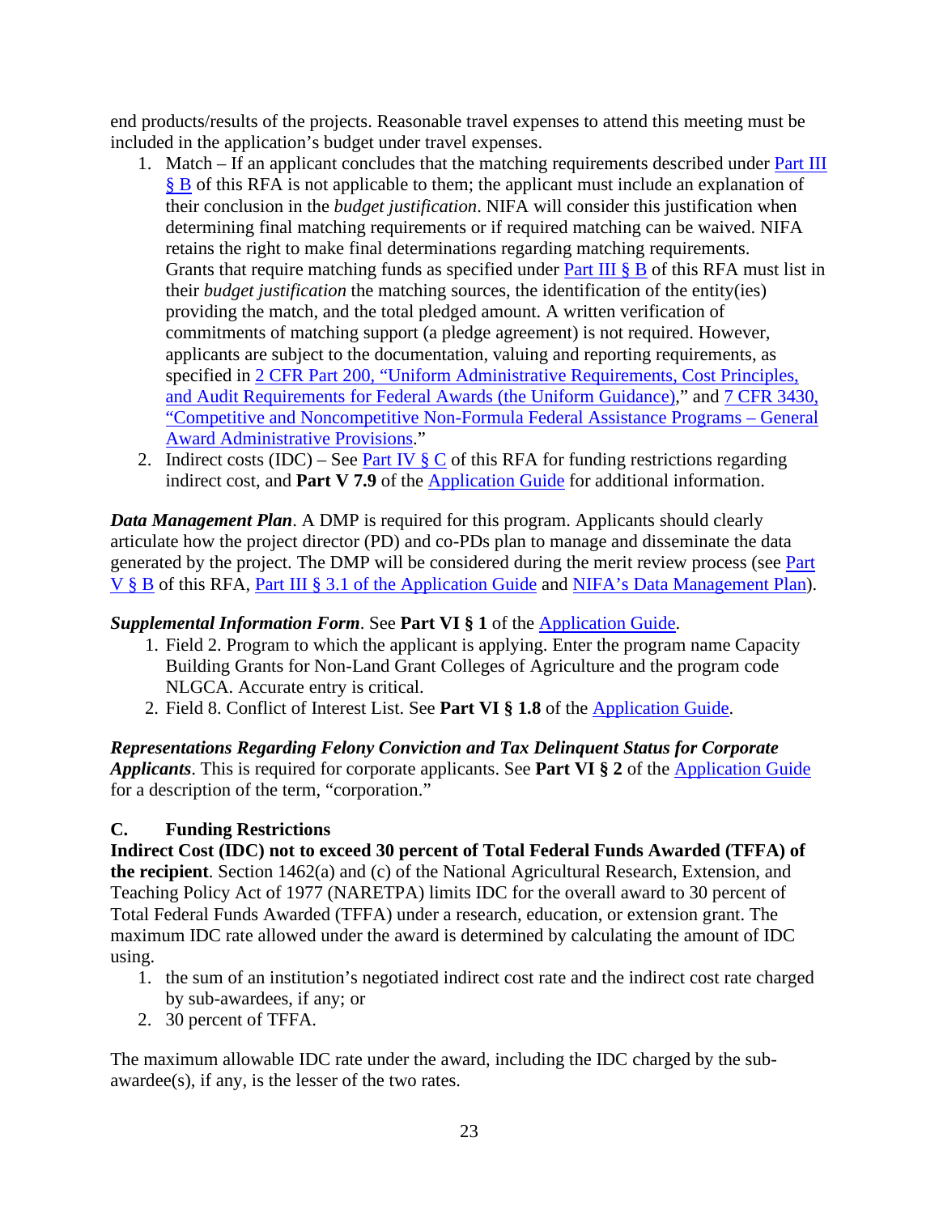end products/results of the projects. Reasonable travel expenses to attend this meeting must be included in the application's budget under travel expenses.

1. Match – If an applicant concludes that the matching requirements described under [Part III § B](#) of this RFA is not applicable to them; the applicant must include an explanation of their conclusion in the *budget justification*. NIFA will consider this justification when determining final matching requirements or if required matching can be waived. NIFA retains the right to make final determinations regarding matching requirements. Grants that require matching funds as specified under [Part III § B](#) of this RFA must list in their *budget justification* the matching sources, the identification of the entity(ies) providing the match, and the total pledged amount. A written verification of commitments of matching support (a pledge agreement) is not required. However, applicants are subject to the documentation, valuing and reporting requirements, as specified in [2 CFR Part 200, "Uniform Administrative Requirements, Cost Principles, and Audit Requirements for Federal Awards (the Uniform Guidance),](#)" and [7 CFR 3430, "Competitive and Noncompetitive Non-Formula Federal Assistance Programs – General Award Administrative Provisions](#)."
2. Indirect costs (IDC) – See [Part IV § C](#) of this RFA for funding restrictions regarding indirect cost, and **Part V 7.9** of the [Application Guide](#) for additional information.

***Data Management Plan***. A DMP is required for this program. Applicants should clearly articulate how the project director (PD) and co-PDs plan to manage and disseminate the data generated by the project. The DMP will be considered during the merit review process (see [Part V § B](#) of this RFA, [Part III § 3.1 of the Application Guide](#) and [NIFA's Data Management Plan](#)).

***Supplemental Information Form***. See **Part VI § 1** of the [Application Guide](#).

1. Field 2. Program to which the applicant is applying. Enter the program name Capacity Building Grants for Non-Land Grant Colleges of Agriculture and the program code NLGCA. Accurate entry is critical.
2. Field 8. Conflict of Interest List. See **Part VI § 1.8** of the [Application Guide](#).

***Representations Regarding Felony Conviction and Tax Delinquent Status for Corporate Applicants***. This is required for corporate applicants. See **Part VI § 2** of the [Application Guide](#) for a description of the term, "corporation."

### C. Funding Restrictions

**Indirect Cost (IDC) not to exceed 30 percent of Total Federal Funds Awarded (TFFA) of the recipient**. Section 1462(a) and (c) of the National Agricultural Research, Extension, and Teaching Policy Act of 1977 (NARETPA) limits IDC for the overall award to 30 percent of Total Federal Funds Awarded (TFFA) under a research, education, or extension grant. The maximum IDC rate allowed under the award is determined by calculating the amount of IDC using.

1. the sum of an institution's negotiated indirect cost rate and the indirect cost rate charged by sub-awardees, if any; or
2. 30 percent of TFFA.

The maximum allowable IDC rate under the award, including the IDC charged by the sub-awardee(s), if any, is the lesser of the two rates.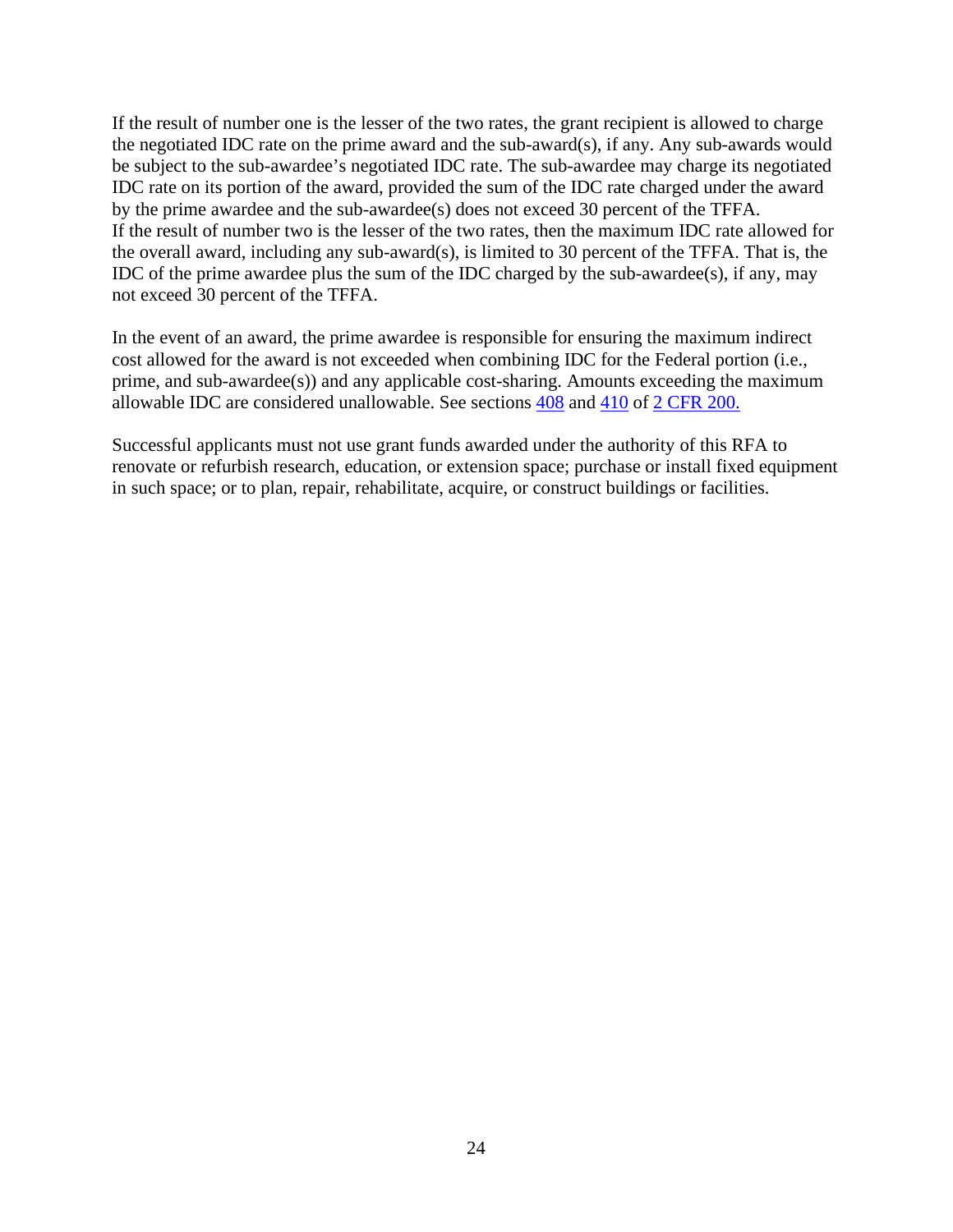If the result of number one is the lesser of the two rates, the grant recipient is allowed to charge the negotiated IDC rate on the prime award and the sub-award(s), if any. Any sub-awards would be subject to the sub-awardee's negotiated IDC rate. The sub-awardee may charge its negotiated IDC rate on its portion of the award, provided the sum of the IDC rate charged under the award by the prime awardee and the sub-awardee(s) does not exceed 30 percent of the TFFA.
If the result of number two is the lesser of the two rates, then the maximum IDC rate allowed for the overall award, including any sub-award(s), is limited to 30 percent of the TFFA. That is, the IDC of the prime awardee plus the sum of the IDC charged by the sub-awardee(s), if any, may not exceed 30 percent of the TFFA.

In the event of an award, the prime awardee is responsible for ensuring the maximum indirect cost allowed for the award is not exceeded when combining IDC for the Federal portion (i.e., prime, and sub-awardee(s)) and any applicable cost-sharing. Amounts exceeding the maximum allowable IDC are considered unallowable. See sections 408 and 410 of 2 CFR 200.

Successful applicants must not use grant funds awarded under the authority of this RFA to renovate or refurbish research, education, or extension space; purchase or install fixed equipment in such space; or to plan, repair, rehabilitate, acquire, or construct buildings or facilities.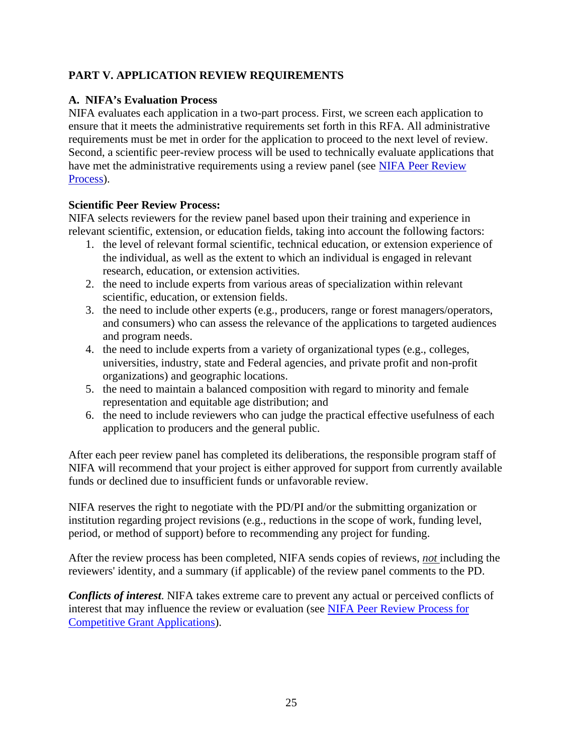## PART V. APPLICATION REVIEW REQUIREMENTS

### A. NIFA's Evaluation Process

NIFA evaluates each application in a two-part process. First, we screen each application to ensure that it meets the administrative requirements set forth in this RFA. All administrative requirements must be met in order for the application to proceed to the next level of review. Second, a scientific peer-review process will be used to technically evaluate applications that have met the administrative requirements using a review panel (see [NIFA Peer Review Process](#)).

**Scientific Peer Review Process:**

NIFA selects reviewers for the review panel based upon their training and experience in relevant scientific, extension, or education fields, taking into account the following factors:

1. the level of relevant formal scientific, technical education, or extension experience of the individual, as well as the extent to which an individual is engaged in relevant research, education, or extension activities.
2. the need to include experts from various areas of specialization within relevant scientific, education, or extension fields.
3. the need to include other experts (e.g., producers, range or forest managers/operators, and consumers) who can assess the relevance of the applications to targeted audiences and program needs.
4. the need to include experts from a variety of organizational types (e.g., colleges, universities, industry, state and Federal agencies, and private profit and non-profit organizations) and geographic locations.
5. the need to maintain a balanced composition with regard to minority and female representation and equitable age distribution; and
6. the need to include reviewers who can judge the practical effective usefulness of each application to producers and the general public.

After each peer review panel has completed its deliberations, the responsible program staff of NIFA will recommend that your project is either approved for support from currently available funds or declined due to insufficient funds or unfavorable review.

NIFA reserves the right to negotiate with the PD/PI and/or the submitting organization or institution regarding project revisions (e.g., reductions in the scope of work, funding level, period, or method of support) before to recommending any project for funding.

After the review process has been completed, NIFA sends copies of reviews, ***not*** including the reviewers' identity, and a summary (if applicable) of the review panel comments to the PD.

***Conflicts of interest***. NIFA takes extreme care to prevent any actual or perceived conflicts of interest that may influence the review or evaluation (see [NIFA Peer Review Process for Competitive Grant Applications](#)).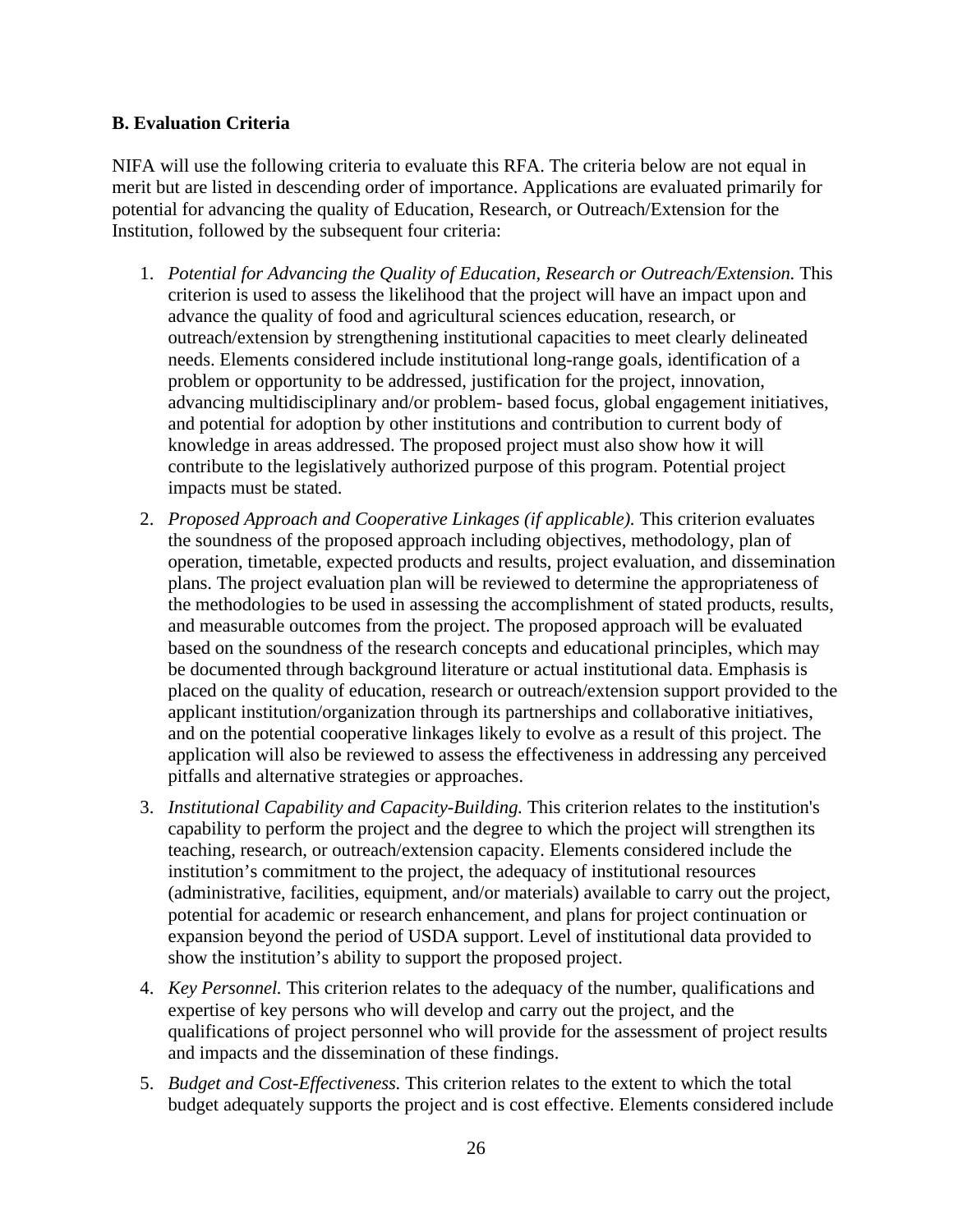### B. Evaluation Criteria

NIFA will use the following criteria to evaluate this RFA. The criteria below are not equal in merit but are listed in descending order of importance. Applications are evaluated primarily for potential for advancing the quality of Education, Research, or Outreach/Extension for the Institution, followed by the subsequent four criteria:

1. *Potential for Advancing the Quality of Education, Research or Outreach/Extension.* This criterion is used to assess the likelihood that the project will have an impact upon and advance the quality of food and agricultural sciences education, research, or outreach/extension by strengthening institutional capacities to meet clearly delineated needs. Elements considered include institutional long-range goals, identification of a problem or opportunity to be addressed, justification for the project, innovation, advancing multidisciplinary and/or problem- based focus, global engagement initiatives, and potential for adoption by other institutions and contribution to current body of knowledge in areas addressed. The proposed project must also show how it will contribute to the legislatively authorized purpose of this program. Potential project impacts must be stated.
2. *Proposed Approach and Cooperative Linkages (if applicable).* This criterion evaluates the soundness of the proposed approach including objectives, methodology, plan of operation, timetable, expected products and results, project evaluation, and dissemination plans. The project evaluation plan will be reviewed to determine the appropriateness of the methodologies to be used in assessing the accomplishment of stated products, results, and measurable outcomes from the project. The proposed approach will be evaluated based on the soundness of the research concepts and educational principles, which may be documented through background literature or actual institutional data. Emphasis is placed on the quality of education, research or outreach/extension support provided to the applicant institution/organization through its partnerships and collaborative initiatives, and on the potential cooperative linkages likely to evolve as a result of this project. The application will also be reviewed to assess the effectiveness in addressing any perceived pitfalls and alternative strategies or approaches.
3. *Institutional Capability and Capacity-Building.* This criterion relates to the institution's capability to perform the project and the degree to which the project will strengthen its teaching, research, or outreach/extension capacity. Elements considered include the institution's commitment to the project, the adequacy of institutional resources (administrative, facilities, equipment, and/or materials) available to carry out the project, potential for academic or research enhancement, and plans for project continuation or expansion beyond the period of USDA support. Level of institutional data provided to show the institution's ability to support the proposed project.
4. *Key Personnel.* This criterion relates to the adequacy of the number, qualifications and expertise of key persons who will develop and carry out the project, and the qualifications of project personnel who will provide for the assessment of project results and impacts and the dissemination of these findings.
5. *Budget and Cost-Effectiveness.* This criterion relates to the extent to which the total budget adequately supports the project and is cost effective. Elements considered include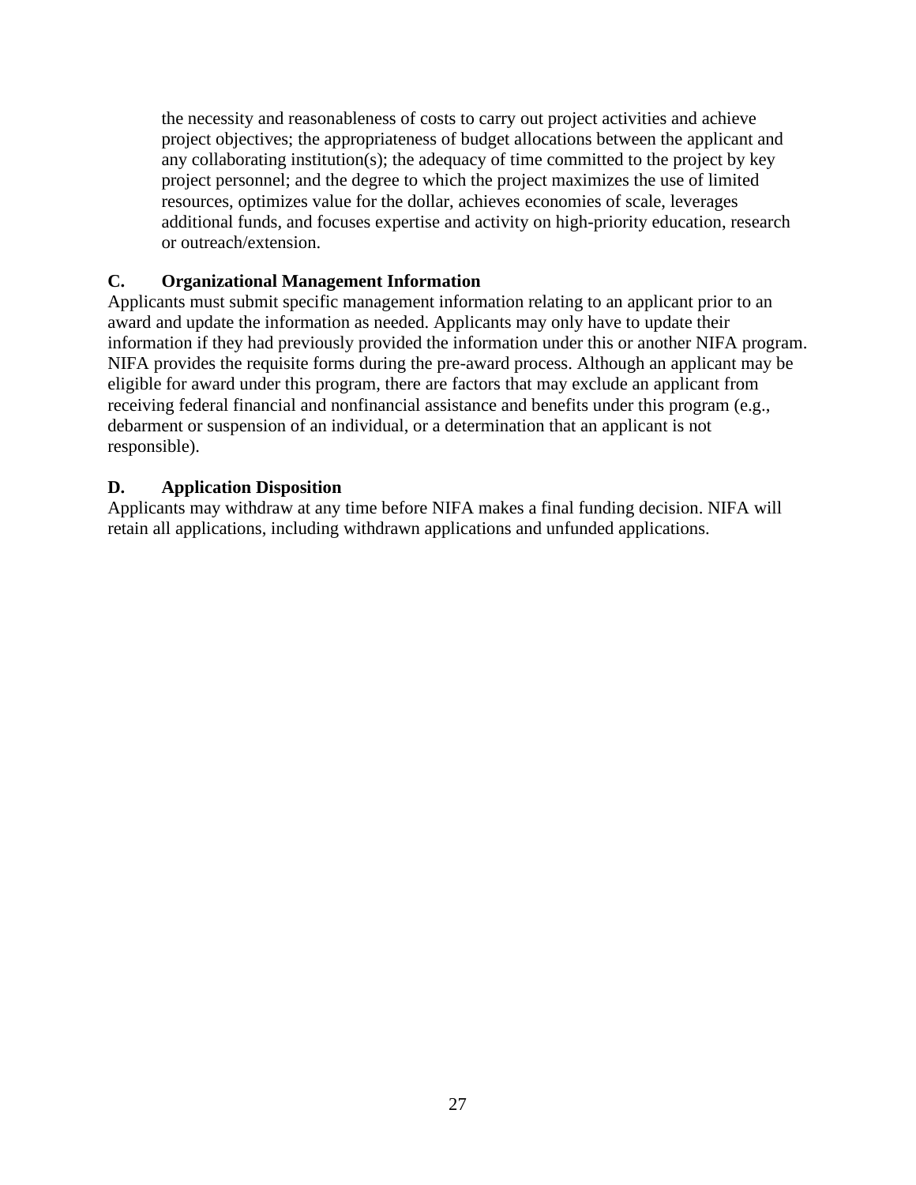the necessity and reasonableness of costs to carry out project activities and achieve project objectives; the appropriateness of budget allocations between the applicant and any collaborating institution(s); the adequacy of time committed to the project by key project personnel; and the degree to which the project maximizes the use of limited resources, optimizes value for the dollar, achieves economies of scale, leverages additional funds, and focuses expertise and activity on high-priority education, research or outreach/extension.

## C. Organizational Management Information

Applicants must submit specific management information relating to an applicant prior to an award and update the information as needed. Applicants may only have to update their information if they had previously provided the information under this or another NIFA program. NIFA provides the requisite forms during the pre-award process. Although an applicant may be eligible for award under this program, there are factors that may exclude an applicant from receiving federal financial and nonfinancial assistance and benefits under this program (e.g., debarment or suspension of an individual, or a determination that an applicant is not responsible).

## D. Application Disposition

Applicants may withdraw at any time before NIFA makes a final funding decision. NIFA will retain all applications, including withdrawn applications and unfunded applications.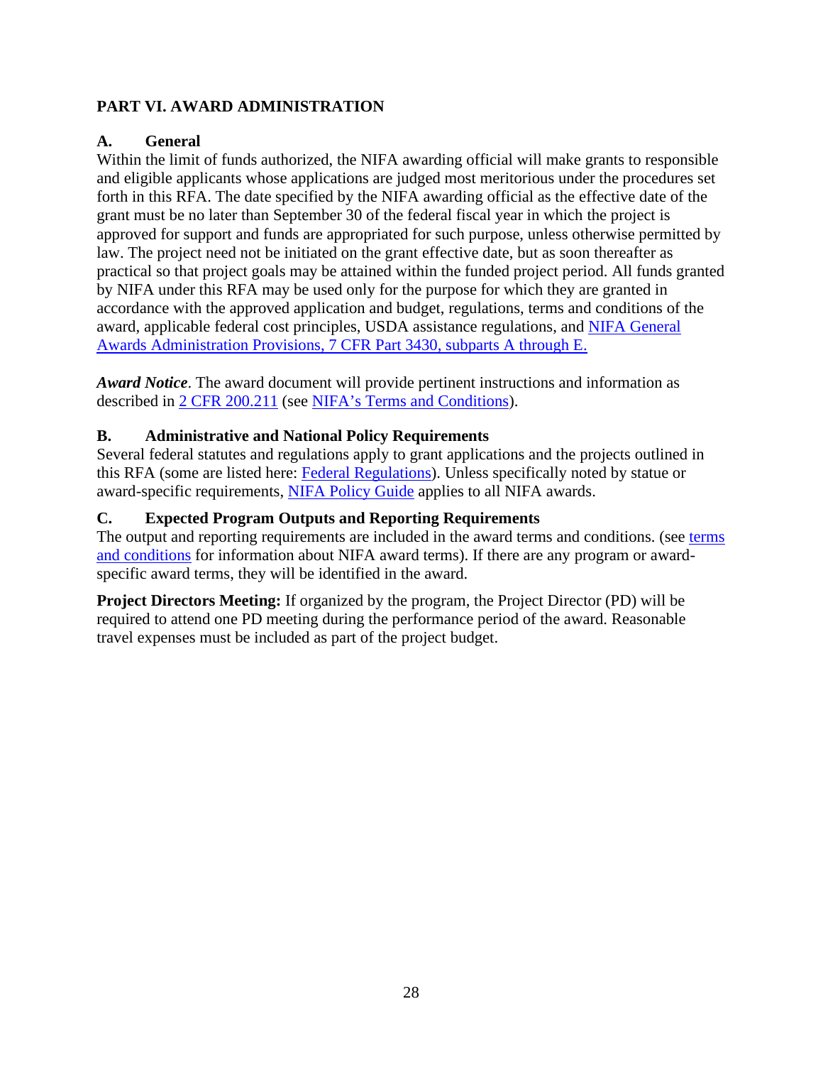## PART VI. AWARD ADMINISTRATION

### A. General

Within the limit of funds authorized, the NIFA awarding official will make grants to responsible and eligible applicants whose applications are judged most meritorious under the procedures set forth in this RFA. The date specified by the NIFA awarding official as the effective date of the grant must be no later than September 30 of the federal fiscal year in which the project is approved for support and funds are appropriated for such purpose, unless otherwise permitted by law. The project need not be initiated on the grant effective date, but as soon thereafter as practical so that project goals may be attained within the funded project period. All funds granted by NIFA under this RFA may be used only for the purpose for which they are granted in accordance with the approved application and budget, regulations, terms and conditions of the award, applicable federal cost principles, USDA assistance regulations, and NIFA General Awards Administration Provisions, 7 CFR Part 3430, subparts A through E.

***Award Notice***. The award document will provide pertinent instructions and information as described in 2 CFR 200.211 (see NIFA's Terms and Conditions).

### B. Administrative and National Policy Requirements

Several federal statutes and regulations apply to grant applications and the projects outlined in this RFA (some are listed here: Federal Regulations). Unless specifically noted by statue or award-specific requirements, NIFA Policy Guide applies to all NIFA awards.

### C. Expected Program Outputs and Reporting Requirements

The output and reporting requirements are included in the award terms and conditions. (see terms and conditions for information about NIFA award terms). If there are any program or award-specific award terms, they will be identified in the award.

**Project Directors Meeting:** If organized by the program, the Project Director (PD) will be required to attend one PD meeting during the performance period of the award. Reasonable travel expenses must be included as part of the project budget.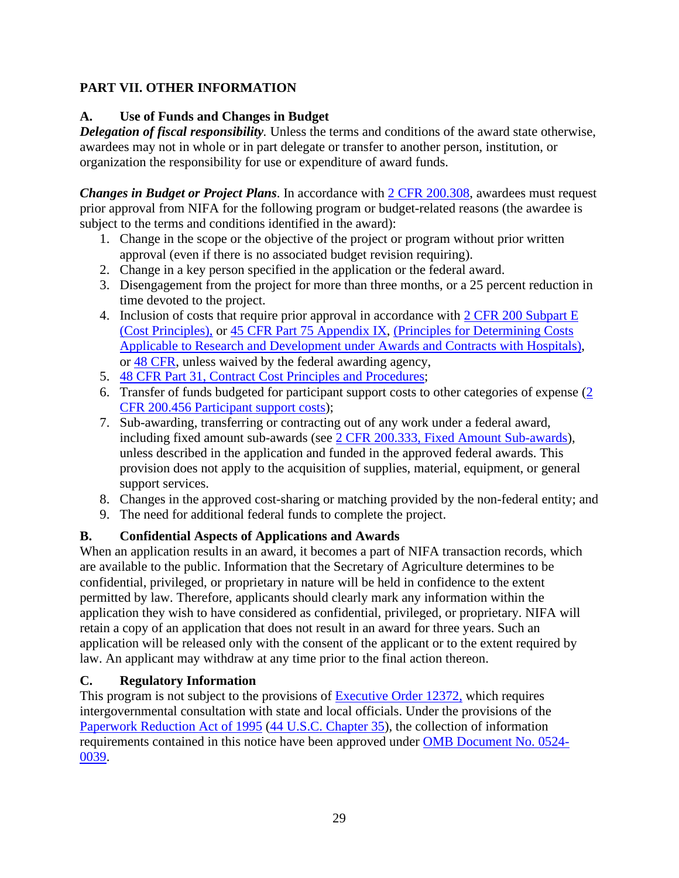## PART VII. OTHER INFORMATION

### A. Use of Funds and Changes in Budget

***Delegation of fiscal responsibility.*** Unless the terms and conditions of the award state otherwise, awardees may not in whole or in part delegate or transfer to another person, institution, or organization the responsibility for use or expenditure of award funds.

***Changes in Budget or Project Plans***. In accordance with [2 CFR 200.308](), awardees must request prior approval from NIFA for the following program or budget-related reasons (the awardee is subject to the terms and conditions identified in the award):

1. Change in the scope or the objective of the project or program without prior written approval (even if there is no associated budget revision requiring).
2. Change in a key person specified in the application or the federal award.
3. Disengagement from the project for more than three months, or a 25 percent reduction in time devoted to the project.
4. Inclusion of costs that require prior approval in accordance with [2 CFR 200 Subpart E (Cost Principles),]() or [45 CFR Part 75 Appendix IX](), [(Principles for Determining Costs Applicable to Research and Development under Awards and Contracts with Hospitals)](), or [48 CFR](), unless waived by the federal awarding agency,
5. [48 CFR Part 31, Contract Cost Principles and Procedures]();
6. Transfer of funds budgeted for participant support costs to other categories of expense ([2 CFR 200.456 Participant support costs]());
7. Sub-awarding, transferring or contracting out of any work under a federal award, including fixed amount sub-awards (see [2 CFR 200.333, Fixed Amount Sub-awards]()), unless described in the application and funded in the approved federal awards. This provision does not apply to the acquisition of supplies, material, equipment, or general support services.
8. Changes in the approved cost-sharing or matching provided by the non-federal entity; and
9. The need for additional federal funds to complete the project.

### B. Confidential Aspects of Applications and Awards

When an application results in an award, it becomes a part of NIFA transaction records, which are available to the public. Information that the Secretary of Agriculture determines to be confidential, privileged, or proprietary in nature will be held in confidence to the extent permitted by law. Therefore, applicants should clearly mark any information within the application they wish to have considered as confidential, privileged, or proprietary. NIFA will retain a copy of an application that does not result in an award for three years. Such an application will be released only with the consent of the applicant or to the extent required by law. An applicant may withdraw at any time prior to the final action thereon.

### C. Regulatory Information

This program is not subject to the provisions of [Executive Order 12372,]() which requires intergovernmental consultation with state and local officials. Under the provisions of the [Paperwork Reduction Act of 1995]() ([44 U.S.C. Chapter 35]()), the collection of information requirements contained in this notice have been approved under [OMB Document No. 0524-0039]().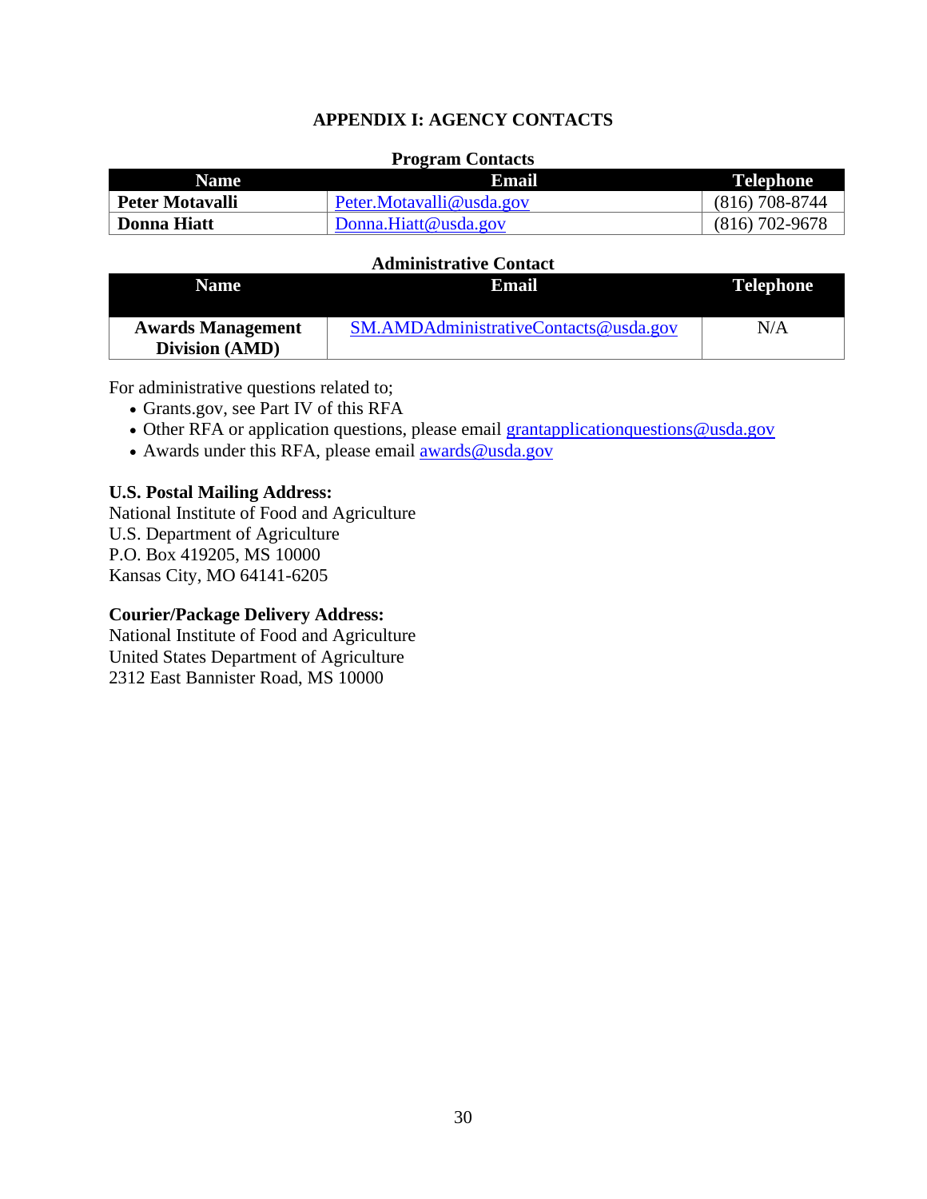# APPENDIX I: AGENCY CONTACTS

**Program Contacts**

| Name | Email | Telephone |
|---|---|---|
| **Peter Motavalli** | Peter.Motavalli@usda.gov | (816) 708-8744 |
| **Donna Hiatt** | Donna.Hiatt@usda.gov | (816) 702-9678 |

**Administrative Contact**

| Name | Email | Telephone |
|---|---|---|
| **Awards Management Division (AMD)** | SM.AMDAdministrativeContacts@usda.gov | N/A |

For administrative questions related to;

- Grants.gov, see Part IV of this RFA
- Other RFA or application questions, please email grantapplicationquestions@usda.gov
- Awards under this RFA, please email awards@usda.gov

**U.S. Postal Mailing Address:**
National Institute of Food and Agriculture
U.S. Department of Agriculture
P.O. Box 419205, MS 10000
Kansas City, MO 64141-6205

**Courier/Package Delivery Address:**
National Institute of Food and Agriculture
United States Department of Agriculture
2312 East Bannister Road, MS 10000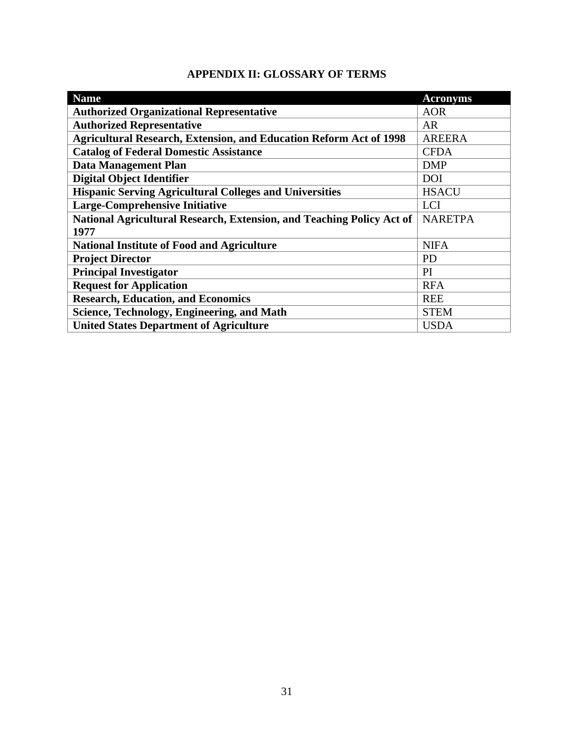## APPENDIX II: GLOSSARY OF TERMS

| Name | Acronyms |
| --- | --- |
| **Authorized Organizational Representative** | AOR |
| **Authorized Representative** | AR |
| **Agricultural Research, Extension, and Education Reform Act of 1998** | AREERA |
| **Catalog of Federal Domestic Assistance** | CFDA |
| **Data Management Plan** | DMP |
| **Digital Object Identifier** | DOI |
| **Hispanic Serving Agricultural Colleges and Universities** | HSACU |
| **Large-Comprehensive Initiative** | LCI |
| **National Agricultural Research, Extension, and Teaching Policy Act of 1977** | NARETPA |
| **National Institute of Food and Agriculture** | NIFA |
| **Project Director** | PD |
| **Principal Investigator** | PI |
| **Request for Application** | RFA |
| **Research, Education, and Economics** | REE |
| **Science, Technology, Engineering, and Math** | STEM |
| **United States Department of Agriculture** | USDA |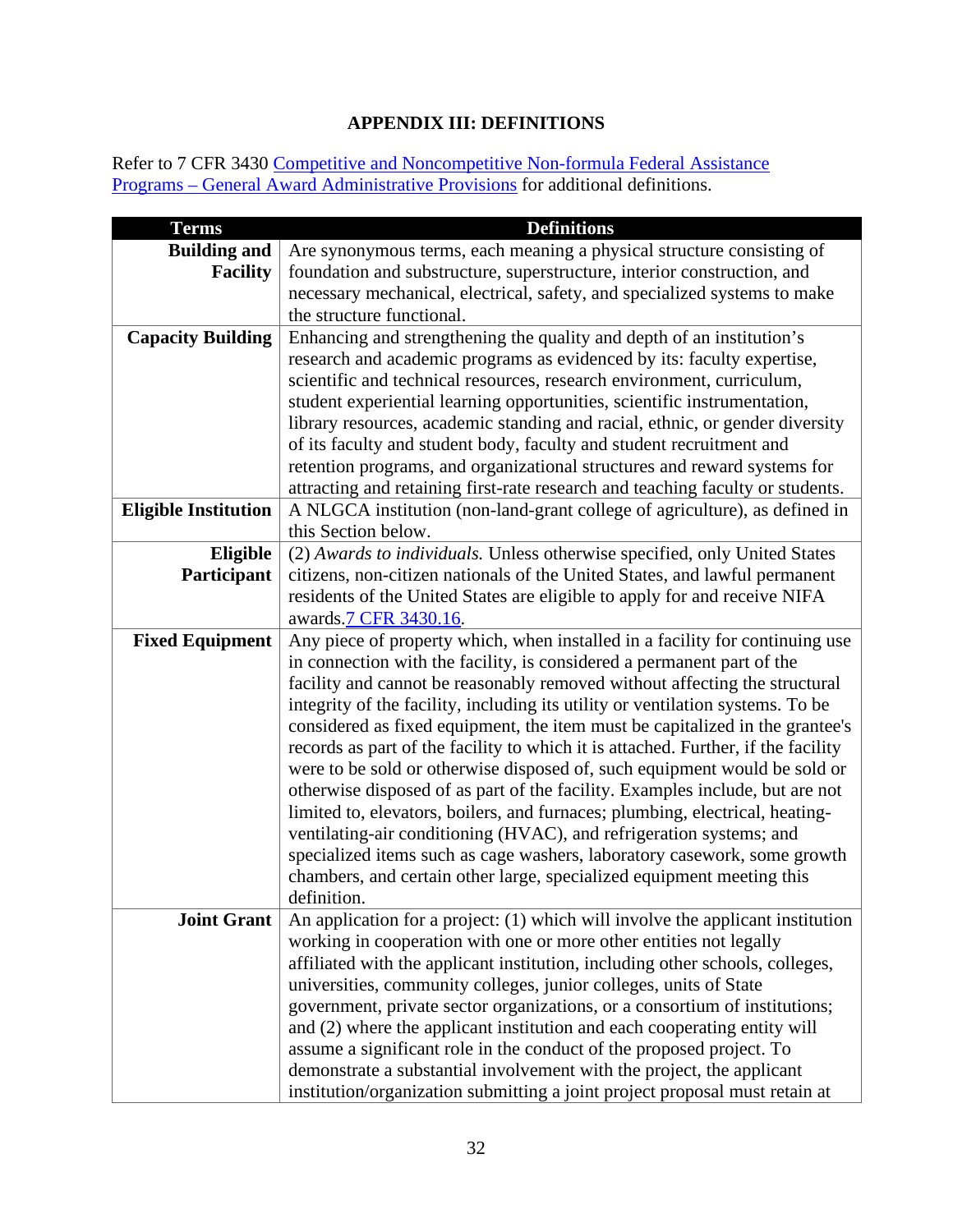# APPENDIX III: DEFINITIONS

Refer to 7 CFR 3430 Competitive and Noncompetitive Non-formula Federal Assistance Programs – General Award Administrative Provisions for additional definitions.

| Terms | Definitions |
|---|---|
| **Building and Facility** | Are synonymous terms, each meaning a physical structure consisting of foundation and substructure, superstructure, interior construction, and necessary mechanical, electrical, safety, and specialized systems to make the structure functional. |
| **Capacity Building** | Enhancing and strengthening the quality and depth of an institution's research and academic programs as evidenced by its: faculty expertise, scientific and technical resources, research environment, curriculum, student experiential learning opportunities, scientific instrumentation, library resources, academic standing and racial, ethnic, or gender diversity of its faculty and student body, faculty and student recruitment and retention programs, and organizational structures and reward systems for attracting and retaining first-rate research and teaching faculty or students. |
| **Eligible Institution** | A NLGCA institution (non-land-grant college of agriculture), as defined in this Section below. |
| **Eligible Participant** | (2) *Awards to individuals.* Unless otherwise specified, only United States citizens, non-citizen nationals of the United States, and lawful permanent residents of the United States are eligible to apply for and receive NIFA awards.7 CFR 3430.16. |
| **Fixed Equipment** | Any piece of property which, when installed in a facility for continuing use in connection with the facility, is considered a permanent part of the facility and cannot be reasonably removed without affecting the structural integrity of the facility, including its utility or ventilation systems. To be considered as fixed equipment, the item must be capitalized in the grantee's records as part of the facility to which it is attached. Further, if the facility were to be sold or otherwise disposed of, such equipment would be sold or otherwise disposed of as part of the facility. Examples include, but are not limited to, elevators, boilers, and furnaces; plumbing, electrical, heating-ventilating-air conditioning (HVAC), and refrigeration systems; and specialized items such as cage washers, laboratory casework, some growth chambers, and certain other large, specialized equipment meeting this definition. |
| **Joint Grant** | An application for a project: (1) which will involve the applicant institution working in cooperation with one or more other entities not legally affiliated with the applicant institution, including other schools, colleges, universities, community colleges, junior colleges, units of State government, private sector organizations, or a consortium of institutions; and (2) where the applicant institution and each cooperating entity will assume a significant role in the conduct of the proposed project. To demonstrate a substantial involvement with the project, the applicant institution/organization submitting a joint project proposal must retain at |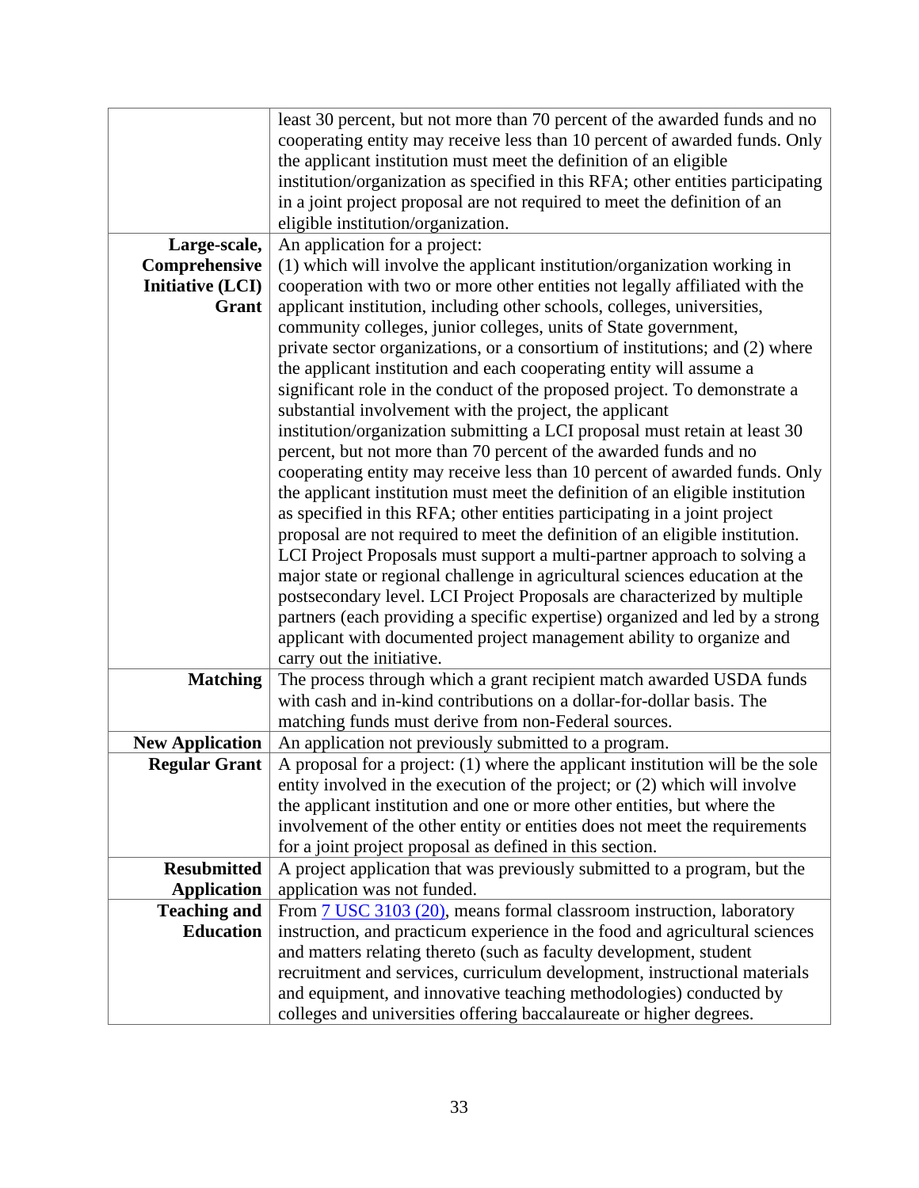| | |
|---|---|
| | least 30 percent, but not more than 70 percent of the awarded funds and no cooperating entity may receive less than 10 percent of awarded funds. Only the applicant institution must meet the definition of an eligible institution/organization as specified in this RFA; other entities participating in a joint project proposal are not required to meet the definition of an eligible institution/organization. |
| **Large-scale, Comprehensive Initiative (LCI) Grant** | An application for a project: (1) which will involve the applicant institution/organization working in cooperation with two or more other entities not legally affiliated with the applicant institution, including other schools, colleges, universities, community colleges, junior colleges, units of State government, private sector organizations, or a consortium of institutions; and (2) where the applicant institution and each cooperating entity will assume a significant role in the conduct of the proposed project. To demonstrate a substantial involvement with the project, the applicant institution/organization submitting a LCI proposal must retain at least 30 percent, but not more than 70 percent of the awarded funds and no cooperating entity may receive less than 10 percent of awarded funds. Only the applicant institution must meet the definition of an eligible institution as specified in this RFA; other entities participating in a joint project proposal are not required to meet the definition of an eligible institution. LCI Project Proposals must support a multi-partner approach to solving a major state or regional challenge in agricultural sciences education at the postsecondary level. LCI Project Proposals are characterized by multiple partners (each providing a specific expertise) organized and led by a strong applicant with documented project management ability to organize and carry out the initiative. |
| **Matching** | The process through which a grant recipient match awarded USDA funds with cash and in-kind contributions on a dollar-for-dollar basis. The matching funds must derive from non-Federal sources. |
| **New Application** | An application not previously submitted to a program. |
| **Regular Grant** | A proposal for a project: (1) where the applicant institution will be the sole entity involved in the execution of the project; or (2) which will involve the applicant institution and one or more other entities, but where the involvement of the other entity or entities does not meet the requirements for a joint project proposal as defined in this section. |
| **Resubmitted Application** | A project application that was previously submitted to a program, but the application was not funded. |
| **Teaching and Education** | From 7 USC 3103 (20), means formal classroom instruction, laboratory instruction, and practicum experience in the food and agricultural sciences and matters relating thereto (such as faculty development, student recruitment and services, curriculum development, instructional materials and equipment, and innovative teaching methodologies) conducted by colleges and universities offering baccalaureate or higher degrees. |